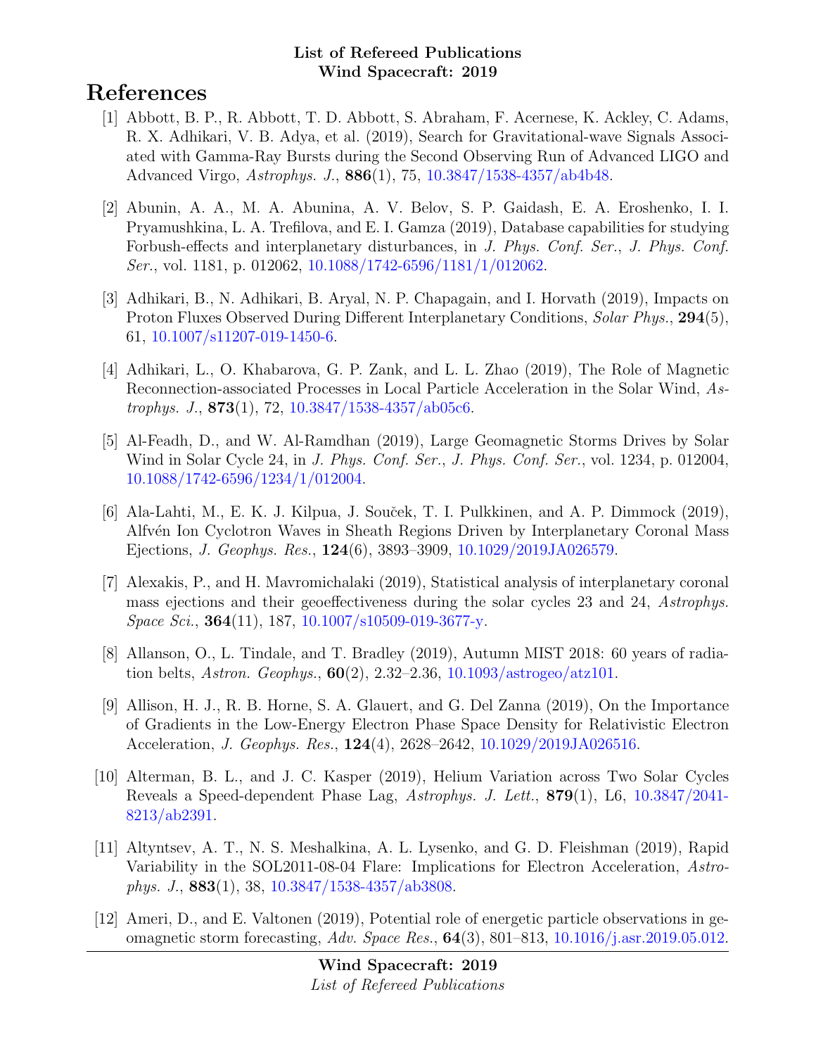**List of Refereed Publications**
**Wind Spacecraft: 2019**

# References

[1] Abbott, B. P., R. Abbott, T. D. Abbott, S. Abraham, F. Acernese, K. Ackley, C. Adams, R. X. Adhikari, V. B. Adya, et al. (2019), Search for Gravitational-wave Signals Associated with Gamma-Ray Bursts during the Second Observing Run of Advanced LIGO and Advanced Virgo, *Astrophys. J.*, **886**(1), 75, 10.3847/1538-4357/ab4b48.

[2] Abunin, A. A., M. A. Abunina, A. V. Belov, S. P. Gaidash, E. A. Eroshenko, I. I. Pryamushkina, L. A. Trefilova, and E. I. Gamza (2019), Database capabilities for studying Forbush-effects and interplanetary disturbances, in *J. Phys. Conf. Ser.*, *J. Phys. Conf. Ser.*, vol. 1181, p. 012062, 10.1088/1742-6596/1181/1/012062.

[3] Adhikari, B., N. Adhikari, B. Aryal, N. P. Chapagain, and I. Horvath (2019), Impacts on Proton Fluxes Observed During Different Interplanetary Conditions, *Solar Phys.*, **294**(5), 61, 10.1007/s11207-019-1450-6.

[4] Adhikari, L., O. Khabarova, G. P. Zank, and L. L. Zhao (2019), The Role of Magnetic Reconnection-associated Processes in Local Particle Acceleration in the Solar Wind, *Astrophys. J.*, **873**(1), 72, 10.3847/1538-4357/ab05c6.

[5] Al-Feadh, D., and W. Al-Ramdhan (2019), Large Geomagnetic Storms Drives by Solar Wind in Solar Cycle 24, in *J. Phys. Conf. Ser.*, *J. Phys. Conf. Ser.*, vol. 1234, p. 012004, 10.1088/1742-6596/1234/1/012004.

[6] Ala-Lahti, M., E. K. J. Kilpua, J. Souček, T. I. Pulkkinen, and A. P. Dimmock (2019), Alfvén Ion Cyclotron Waves in Sheath Regions Driven by Interplanetary Coronal Mass Ejections, *J. Geophys. Res.*, **124**(6), 3893–3909, 10.1029/2019JA026579.

[7] Alexakis, P., and H. Mavromichalaki (2019), Statistical analysis of interplanetary coronal mass ejections and their geoeffectiveness during the solar cycles 23 and 24, *Astrophys. Space Sci.*, **364**(11), 187, 10.1007/s10509-019-3677-y.

[8] Allanson, O., L. Tindale, and T. Bradley (2019), Autumn MIST 2018: 60 years of radiation belts, *Astron. Geophys.*, **60**(2), 2.32–2.36, 10.1093/astrogeo/atz101.

[9] Allison, H. J., R. B. Horne, S. A. Glauert, and G. Del Zanna (2019), On the Importance of Gradients in the Low-Energy Electron Phase Space Density for Relativistic Electron Acceleration, *J. Geophys. Res.*, **124**(4), 2628–2642, 10.1029/2019JA026516.

[10] Alterman, B. L., and J. C. Kasper (2019), Helium Variation across Two Solar Cycles Reveals a Speed-dependent Phase Lag, *Astrophys. J. Lett.*, **879**(1), L6, 10.3847/2041-8213/ab2391.

[11] Altyntsev, A. T., N. S. Meshalkina, A. L. Lysenko, and G. D. Fleishman (2019), Rapid Variability in the SOL2011-08-04 Flare: Implications for Electron Acceleration, *Astrophys. J.*, **883**(1), 38, 10.3847/1538-4357/ab3808.

[12] Ameri, D., and E. Valtonen (2019), Potential role of energetic particle observations in geomagnetic storm forecasting, *Adv. Space Res.*, **64**(3), 801–813, 10.1016/j.asr.2019.05.012.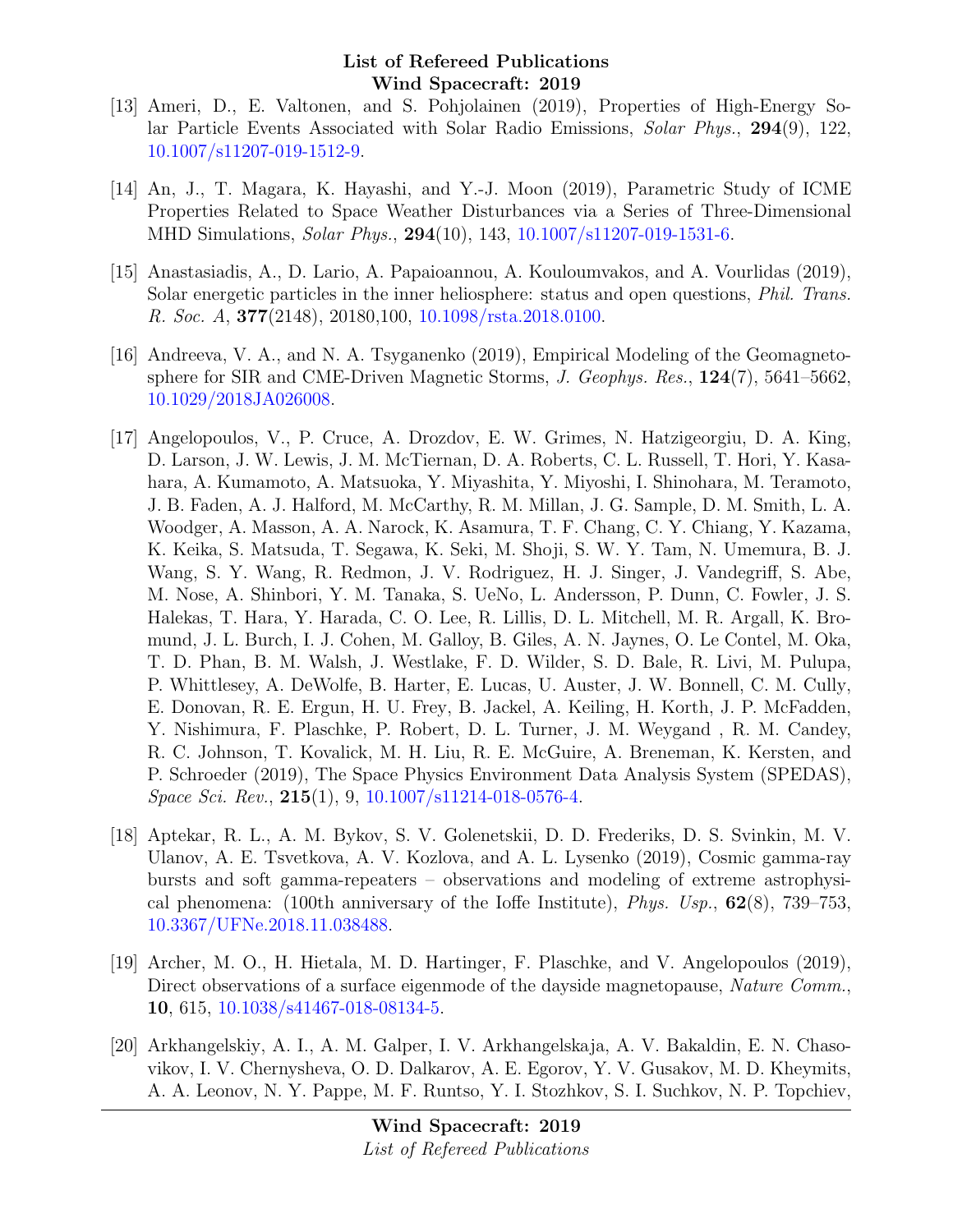[13] Ameri, D., E. Valtonen, and S. Pohjolainen (2019), Properties of High-Energy Solar Particle Events Associated with Solar Radio Emissions, *Solar Phys.*, **294**(9), 122, 10.1007/s11207-019-1512-9.

[14] An, J., T. Magara, K. Hayashi, and Y.-J. Moon (2019), Parametric Study of ICME Properties Related to Space Weather Disturbances via a Series of Three-Dimensional MHD Simulations, *Solar Phys.*, **294**(10), 143, 10.1007/s11207-019-1531-6.

[15] Anastasiadis, A., D. Lario, A. Papaioannou, A. Kouloumvakos, and A. Vourlidas (2019), Solar energetic particles in the inner heliosphere: status and open questions, *Phil. Trans. R. Soc. A*, **377**(2148), 20180,100, 10.1098/rsta.2018.0100.

[16] Andreeva, V. A., and N. A. Tsyganenko (2019), Empirical Modeling of the Geomagnetosphere for SIR and CME-Driven Magnetic Storms, *J. Geophys. Res.*, **124**(7), 5641–5662, 10.1029/2018JA026008.

[17] Angelopoulos, V., P. Cruce, A. Drozdov, E. W. Grimes, N. Hatzigeorgiu, D. A. King, D. Larson, J. W. Lewis, J. M. McTiernan, D. A. Roberts, C. L. Russell, T. Hori, Y. Kasahara, A. Kumamoto, A. Matsuoka, Y. Miyashita, Y. Miyoshi, I. Shinohara, M. Teramoto, J. B. Faden, A. J. Halford, M. McCarthy, R. M. Millan, J. G. Sample, D. M. Smith, L. A. Woodger, A. Masson, A. A. Narock, K. Asamura, T. F. Chang, C. Y. Chiang, Y. Kazama, K. Keika, S. Matsuda, T. Segawa, K. Seki, M. Shoji, S. W. Y. Tam, N. Umemura, B. J. Wang, S. Y. Wang, R. Redmon, J. V. Rodriguez, H. J. Singer, J. Vandegriff, S. Abe, M. Nose, A. Shinbori, Y. M. Tanaka, S. UeNo, L. Andersson, P. Dunn, C. Fowler, J. S. Halekas, T. Hara, Y. Harada, C. O. Lee, R. Lillis, D. L. Mitchell, M. R. Argall, K. Bromund, J. L. Burch, I. J. Cohen, M. Galloy, B. Giles, A. N. Jaynes, O. Le Contel, M. Oka, T. D. Phan, B. M. Walsh, J. Westlake, F. D. Wilder, S. D. Bale, R. Livi, M. Pulupa, P. Whittlesey, A. DeWolfe, B. Harter, E. Lucas, U. Auster, J. W. Bonnell, C. M. Cully, E. Donovan, R. E. Ergun, H. U. Frey, B. Jackel, A. Keiling, H. Korth, J. P. McFadden, Y. Nishimura, F. Plaschke, P. Robert, D. L. Turner, J. M. Weygand , R. M. Candey, R. C. Johnson, T. Kovalick, M. H. Liu, R. E. McGuire, A. Breneman, K. Kersten, and P. Schroeder (2019), The Space Physics Environment Data Analysis System (SPEDAS), *Space Sci. Rev.*, **215**(1), 9, 10.1007/s11214-018-0576-4.

[18] Aptekar, R. L., A. M. Bykov, S. V. Golenetskii, D. D. Frederiks, D. S. Svinkin, M. V. Ulanov, A. E. Tsvetkova, A. V. Kozlova, and A. L. Lysenko (2019), Cosmic gamma-ray bursts and soft gamma-repeaters – observations and modeling of extreme astrophysical phenomena: (100th anniversary of the Ioffe Institute), *Phys. Usp.*, **62**(8), 739–753, 10.3367/UFNe.2018.11.038488.

[19] Archer, M. O., H. Hietala, M. D. Hartinger, F. Plaschke, and V. Angelopoulos (2019), Direct observations of a surface eigenmode of the dayside magnetopause, *Nature Comm.*, **10**, 615, 10.1038/s41467-018-08134-5.

[20] Arkhangelskiy, A. I., A. M. Galper, I. V. Arkhangelskaja, A. V. Bakaldin, E. N. Chasovikov, I. V. Chernysheva, O. D. Dalkarov, A. E. Egorov, Y. V. Gusakov, M. D. Kheymits, A. A. Leonov, N. Y. Pappe, M. F. Runtso, Y. I. Stozhkov, S. I. Suchkov, N. P. Topchiev,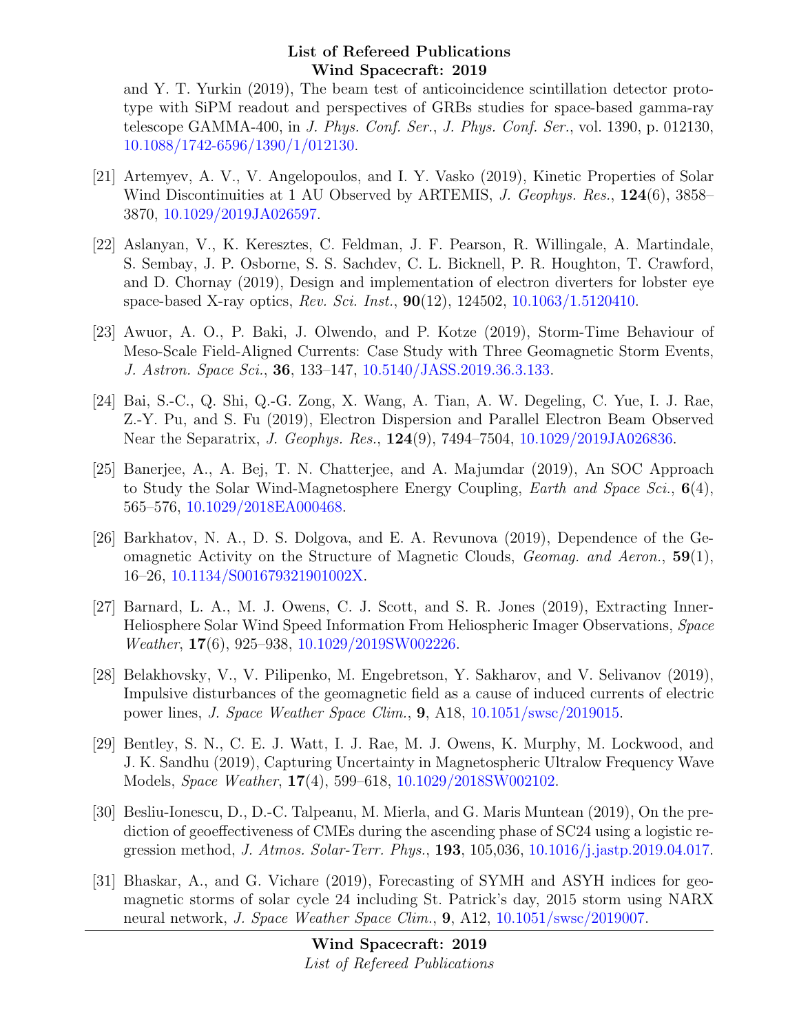and Y. T. Yurkin (2019), The beam test of anticoincidence scintillation detector prototype with SiPM readout and perspectives of GRBs studies for space-based gamma-ray telescope GAMMA-400, in *J. Phys. Conf. Ser.*, *J. Phys. Conf. Ser.*, vol. 1390, p. 012130, 10.1088/1742-6596/1390/1/012130.

[21] Artemyev, A. V., V. Angelopoulos, and I. Y. Vasko (2019), Kinetic Properties of Solar Wind Discontinuities at 1 AU Observed by ARTEMIS, *J. Geophys. Res.*, **124**(6), 3858–3870, 10.1029/2019JA026597.

[22] Aslanyan, V., K. Keresztes, C. Feldman, J. F. Pearson, R. Willingale, A. Martindale, S. Sembay, J. P. Osborne, S. S. Sachdev, C. L. Bicknell, P. R. Houghton, T. Crawford, and D. Chornay (2019), Design and implementation of electron diverters for lobster eye space-based X-ray optics, *Rev. Sci. Inst.*, **90**(12), 124502, 10.1063/1.5120410.

[23] Awuor, A. O., P. Baki, J. Olwendo, and P. Kotze (2019), Storm-Time Behaviour of Meso-Scale Field-Aligned Currents: Case Study with Three Geomagnetic Storm Events, *J. Astron. Space Sci.*, **36**, 133–147, 10.5140/JASS.2019.36.3.133.

[24] Bai, S.-C., Q. Shi, Q.-G. Zong, X. Wang, A. Tian, A. W. Degeling, C. Yue, I. J. Rae, Z.-Y. Pu, and S. Fu (2019), Electron Dispersion and Parallel Electron Beam Observed Near the Separatrix, *J. Geophys. Res.*, **124**(9), 7494–7504, 10.1029/2019JA026836.

[25] Banerjee, A., A. Bej, T. N. Chatterjee, and A. Majumdar (2019), An SOC Approach to Study the Solar Wind-Magnetosphere Energy Coupling, *Earth and Space Sci.*, **6**(4), 565–576, 10.1029/2018EA000468.

[26] Barkhatov, N. A., D. S. Dolgova, and E. A. Revunova (2019), Dependence of the Geomagnetic Activity on the Structure of Magnetic Clouds, *Geomag. and Aeron.*, **59**(1), 16–26, 10.1134/S001679321901002X.

[27] Barnard, L. A., M. J. Owens, C. J. Scott, and S. R. Jones (2019), Extracting Inner-Heliosphere Solar Wind Speed Information From Heliospheric Imager Observations, *Space Weather*, **17**(6), 925–938, 10.1029/2019SW002226.

[28] Belakhovsky, V., V. Pilipenko, M. Engebretson, Y. Sakharov, and V. Selivanov (2019), Impulsive disturbances of the geomagnetic field as a cause of induced currents of electric power lines, *J. Space Weather Space Clim.*, **9**, A18, 10.1051/swsc/2019015.

[29] Bentley, S. N., C. E. J. Watt, I. J. Rae, M. J. Owens, K. Murphy, M. Lockwood, and J. K. Sandhu (2019), Capturing Uncertainty in Magnetospheric Ultralow Frequency Wave Models, *Space Weather*, **17**(4), 599–618, 10.1029/2018SW002102.

[30] Besliu-Ionescu, D., D.-C. Talpeanu, M. Mierla, and G. Maris Muntean (2019), On the prediction of geoeffectiveness of CMEs during the ascending phase of SC24 using a logistic regression method, *J. Atmos. Solar-Terr. Phys.*, **193**, 105,036, 10.1016/j.jastp.2019.04.017.

[31] Bhaskar, A., and G. Vichare (2019), Forecasting of SYMH and ASYH indices for geomagnetic storms of solar cycle 24 including St. Patrick's day, 2015 storm using NARX neural network, *J. Space Weather Space Clim.*, **9**, A12, 10.1051/swsc/2019007.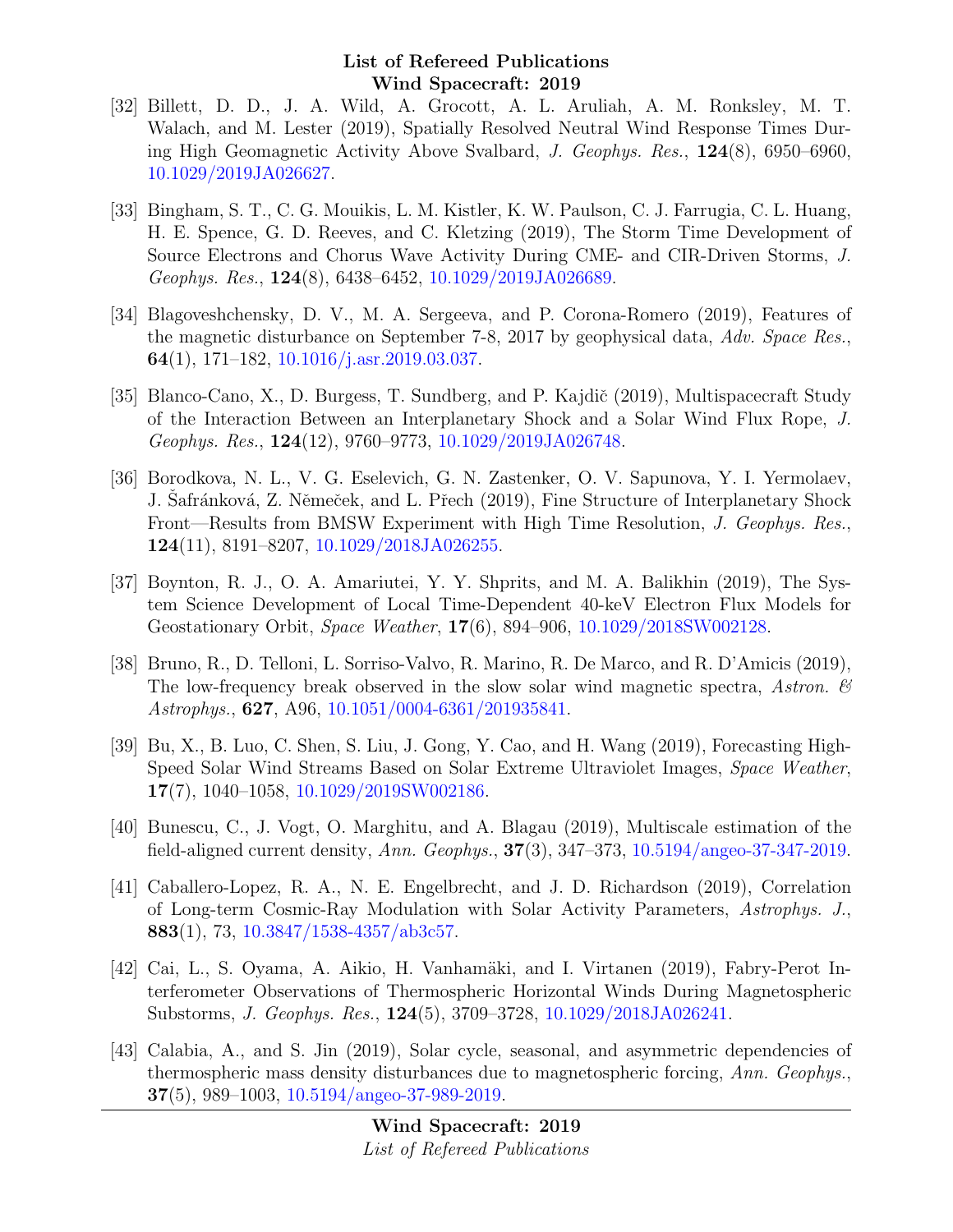[32] Billett, D. D., J. A. Wild, A. Grocott, A. L. Aruliah, A. M. Ronksley, M. T. Walach, and M. Lester (2019), Spatially Resolved Neutral Wind Response Times During High Geomagnetic Activity Above Svalbard, *J. Geophys. Res.*, **124**(8), 6950–6960, 10.1029/2019JA026627.

[33] Bingham, S. T., C. G. Mouikis, L. M. Kistler, K. W. Paulson, C. J. Farrugia, C. L. Huang, H. E. Spence, G. D. Reeves, and C. Kletzing (2019), The Storm Time Development of Source Electrons and Chorus Wave Activity During CME- and CIR-Driven Storms, *J. Geophys. Res.*, **124**(8), 6438–6452, 10.1029/2019JA026689.

[34] Blagoveshchensky, D. V., M. A. Sergeeva, and P. Corona-Romero (2019), Features of the magnetic disturbance on September 7-8, 2017 by geophysical data, *Adv. Space Res.*, **64**(1), 171–182, 10.1016/j.asr.2019.03.037.

[35] Blanco-Cano, X., D. Burgess, T. Sundberg, and P. Kajdič (2019), Multispacecraft Study of the Interaction Between an Interplanetary Shock and a Solar Wind Flux Rope, *J. Geophys. Res.*, **124**(12), 9760–9773, 10.1029/2019JA026748.

[36] Borodkova, N. L., V. G. Eselevich, G. N. Zastenker, O. V. Sapunova, Y. I. Yermolaev, J. Šafránková, Z. Němeček, and L. Přech (2019), Fine Structure of Interplanetary Shock Front—Results from BMSW Experiment with High Time Resolution, *J. Geophys. Res.*, **124**(11), 8191–8207, 10.1029/2018JA026255.

[37] Boynton, R. J., O. A. Amariutei, Y. Y. Shprits, and M. A. Balikhin (2019), The System Science Development of Local Time-Dependent 40-keV Electron Flux Models for Geostationary Orbit, *Space Weather*, **17**(6), 894–906, 10.1029/2018SW002128.

[38] Bruno, R., D. Telloni, L. Sorriso-Valvo, R. Marino, R. De Marco, and R. D'Amicis (2019), The low-frequency break observed in the slow solar wind magnetic spectra, *Astron. & Astrophys.*, **627**, A96, 10.1051/0004-6361/201935841.

[39] Bu, X., B. Luo, C. Shen, S. Liu, J. Gong, Y. Cao, and H. Wang (2019), Forecasting High-Speed Solar Wind Streams Based on Solar Extreme Ultraviolet Images, *Space Weather*, **17**(7), 1040–1058, 10.1029/2019SW002186.

[40] Bunescu, C., J. Vogt, O. Marghitu, and A. Blagau (2019), Multiscale estimation of the field-aligned current density, *Ann. Geophys.*, **37**(3), 347–373, 10.5194/angeo-37-347-2019.

[41] Caballero-Lopez, R. A., N. E. Engelbrecht, and J. D. Richardson (2019), Correlation of Long-term Cosmic-Ray Modulation with Solar Activity Parameters, *Astrophys. J.*, **883**(1), 73, 10.3847/1538-4357/ab3c57.

[42] Cai, L., S. Oyama, A. Aikio, H. Vanhamäki, and I. Virtanen (2019), Fabry-Perot Interferometer Observations of Thermospheric Horizontal Winds During Magnetospheric Substorms, *J. Geophys. Res.*, **124**(5), 3709–3728, 10.1029/2018JA026241.

[43] Calabia, A., and S. Jin (2019), Solar cycle, seasonal, and asymmetric dependencies of thermospheric mass density disturbances due to magnetospheric forcing, *Ann. Geophys.*, **37**(5), 989–1003, 10.5194/angeo-37-989-2019.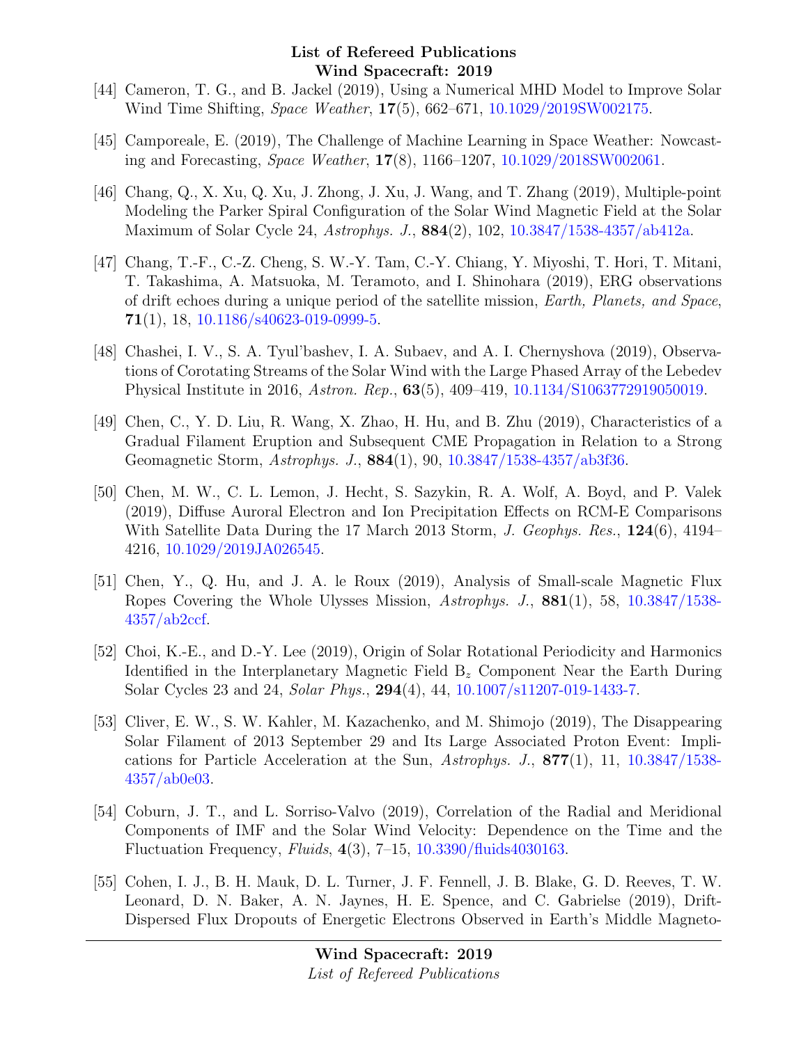[44] Cameron, T. G., and B. Jackel (2019), Using a Numerical MHD Model to Improve Solar Wind Time Shifting, *Space Weather*, **17**(5), 662–671, 10.1029/2019SW002175.

[45] Camporeale, E. (2019), The Challenge of Machine Learning in Space Weather: Nowcasting and Forecasting, *Space Weather*, **17**(8), 1166–1207, 10.1029/2018SW002061.

[46] Chang, Q., X. Xu, Q. Xu, J. Zhong, J. Xu, J. Wang, and T. Zhang (2019), Multiple-point Modeling the Parker Spiral Configuration of the Solar Wind Magnetic Field at the Solar Maximum of Solar Cycle 24, *Astrophys. J.*, **884**(2), 102, 10.3847/1538-4357/ab412a.

[47] Chang, T.-F., C.-Z. Cheng, S. W.-Y. Tam, C.-Y. Chiang, Y. Miyoshi, T. Hori, T. Mitani, T. Takashima, A. Matsuoka, M. Teramoto, and I. Shinohara (2019), ERG observations of drift echoes during a unique period of the satellite mission, *Earth, Planets, and Space*, **71**(1), 18, 10.1186/s40623-019-0999-5.

[48] Chashei, I. V., S. A. Tyul'bashev, I. A. Subaev, and A. I. Chernyshova (2019), Observations of Corotating Streams of the Solar Wind with the Large Phased Array of the Lebedev Physical Institute in 2016, *Astron. Rep.*, **63**(5), 409–419, 10.1134/S1063772919050019.

[49] Chen, C., Y. D. Liu, R. Wang, X. Zhao, H. Hu, and B. Zhu (2019), Characteristics of a Gradual Filament Eruption and Subsequent CME Propagation in Relation to a Strong Geomagnetic Storm, *Astrophys. J.*, **884**(1), 90, 10.3847/1538-4357/ab3f36.

[50] Chen, M. W., C. L. Lemon, J. Hecht, S. Sazykin, R. A. Wolf, A. Boyd, and P. Valek (2019), Diffuse Auroral Electron and Ion Precipitation Effects on RCM-E Comparisons With Satellite Data During the 17 March 2013 Storm, *J. Geophys. Res.*, **124**(6), 4194–4216, 10.1029/2019JA026545.

[51] Chen, Y., Q. Hu, and J. A. le Roux (2019), Analysis of Small-scale Magnetic Flux Ropes Covering the Whole Ulysses Mission, *Astrophys. J.*, **881**(1), 58, 10.3847/1538-4357/ab2ccf.

[52] Choi, K.-E., and D.-Y. Lee (2019), Origin of Solar Rotational Periodicity and Harmonics Identified in the Interplanetary Magnetic Field $B_z$ Component Near the Earth During Solar Cycles 23 and 24, *Solar Phys.*, **294**(4), 44, 10.1007/s11207-019-1433-7.

[53] Cliver, E. W., S. W. Kahler, M. Kazachenko, and M. Shimojo (2019), The Disappearing Solar Filament of 2013 September 29 and Its Large Associated Proton Event: Implications for Particle Acceleration at the Sun, *Astrophys. J.*, **877**(1), 11, 10.3847/1538-4357/ab0e03.

[54] Coburn, J. T., and L. Sorriso-Valvo (2019), Correlation of the Radial and Meridional Components of IMF and the Solar Wind Velocity: Dependence on the Time and the Fluctuation Frequency, *Fluids*, **4**(3), 7–15, 10.3390/fluids4030163.

[55] Cohen, I. J., B. H. Mauk, D. L. Turner, J. F. Fennell, J. B. Blake, G. D. Reeves, T. W. Leonard, D. N. Baker, A. N. Jaynes, H. E. Spence, and C. Gabrielse (2019), Drift-Dispersed Flux Dropouts of Energetic Electrons Observed in Earth's Middle Magneto-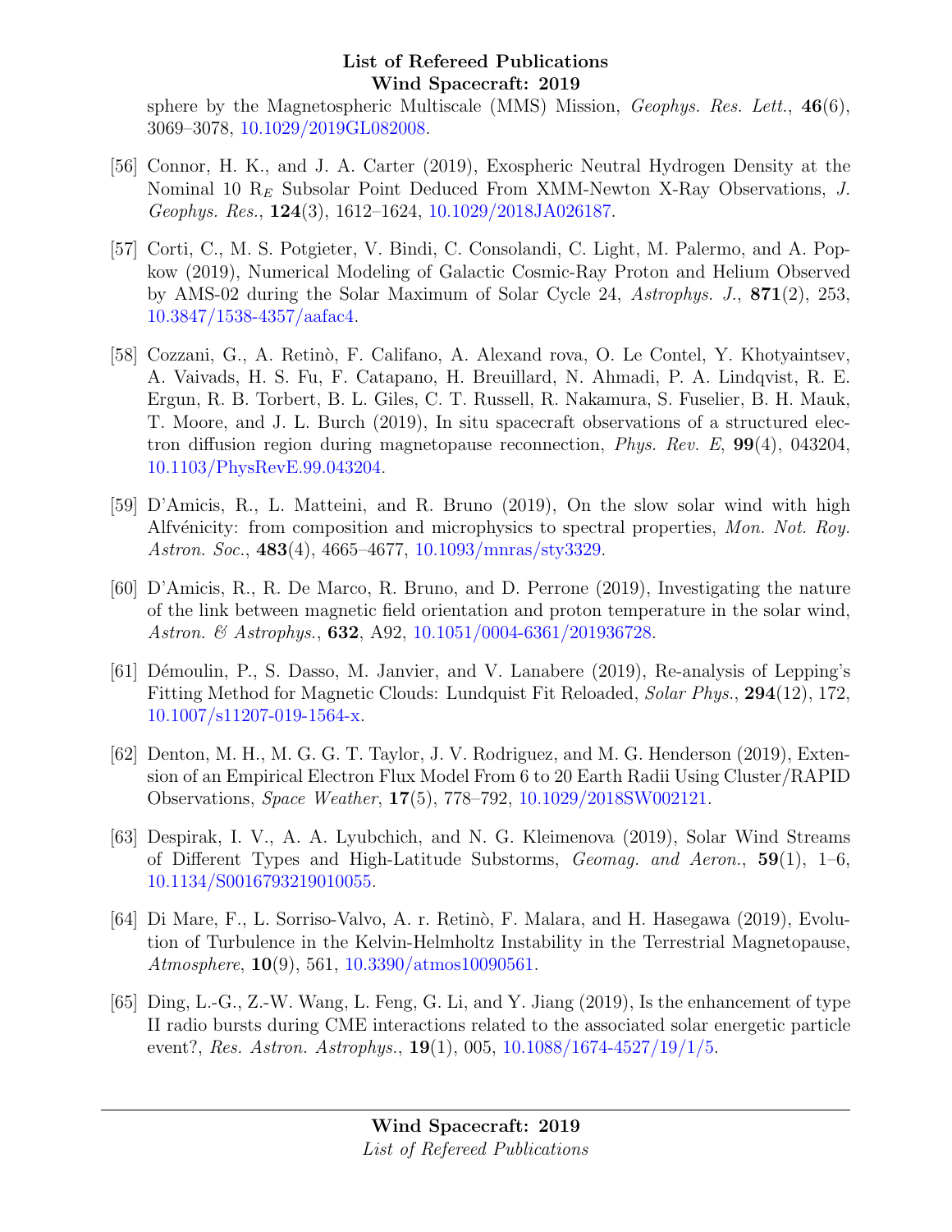sphere by the Magnetospheric Multiscale (MMS) Mission, *Geophys. Res. Lett.*, **46**(6), 3069–3078, 10.1029/2019GL082008.

[56] Connor, H. K., and J. A. Carter (2019), Exospheric Neutral Hydrogen Density at the Nominal 10 $R_E$ Subsolar Point Deduced From XMM-Newton X-Ray Observations, *J. Geophys. Res.*, **124**(3), 1612–1624, 10.1029/2018JA026187.

[57] Corti, C., M. S. Potgieter, V. Bindi, C. Consolandi, C. Light, M. Palermo, and A. Popkow (2019), Numerical Modeling of Galactic Cosmic-Ray Proton and Helium Observed by AMS-02 during the Solar Maximum of Solar Cycle 24, *Astrophys. J.*, **871**(2), 253, 10.3847/1538-4357/aafac4.

[58] Cozzani, G., A. Retinò, F. Califano, A. Alexand rova, O. Le Contel, Y. Khotyaintsev, A. Vaivads, H. S. Fu, F. Catapano, H. Breuillard, N. Ahmadi, P. A. Lindqvist, R. E. Ergun, R. B. Torbert, B. L. Giles, C. T. Russell, R. Nakamura, S. Fuselier, B. H. Mauk, T. Moore, and J. L. Burch (2019), In situ spacecraft observations of a structured electron diffusion region during magnetopause reconnection, *Phys. Rev. E*, **99**(4), 043204, 10.1103/PhysRevE.99.043204.

[59] D'Amicis, R., L. Matteini, and R. Bruno (2019), On the slow solar wind with high Alfvénicity: from composition and microphysics to spectral properties, *Mon. Not. Roy. Astron. Soc.*, **483**(4), 4665–4677, 10.1093/mnras/sty3329.

[60] D'Amicis, R., R. De Marco, R. Bruno, and D. Perrone (2019), Investigating the nature of the link between magnetic field orientation and proton temperature in the solar wind, *Astron. & Astrophys.*, **632**, A92, 10.1051/0004-6361/201936728.

[61] Démoulin, P., S. Dasso, M. Janvier, and V. Lanabere (2019), Re-analysis of Lepping's Fitting Method for Magnetic Clouds: Lundquist Fit Reloaded, *Solar Phys.*, **294**(12), 172, 10.1007/s11207-019-1564-x.

[62] Denton, M. H., M. G. G. T. Taylor, J. V. Rodriguez, and M. G. Henderson (2019), Extension of an Empirical Electron Flux Model From 6 to 20 Earth Radii Using Cluster/RAPID Observations, *Space Weather*, **17**(5), 778–792, 10.1029/2018SW002121.

[63] Despirak, I. V., A. A. Lyubchich, and N. G. Kleimenova (2019), Solar Wind Streams of Different Types and High-Latitude Substorms, *Geomag. and Aeron.*, **59**(1), 1–6, 10.1134/S0016793219010055.

[64] Di Mare, F., L. Sorriso-Valvo, A. r. Retinò, F. Malara, and H. Hasegawa (2019), Evolution of Turbulence in the Kelvin-Helmholtz Instability in the Terrestrial Magnetopause, *Atmosphere*, **10**(9), 561, 10.3390/atmos10090561.

[65] Ding, L.-G., Z.-W. Wang, L. Feng, G. Li, and Y. Jiang (2019), Is the enhancement of type II radio bursts during CME interactions related to the associated solar energetic particle event?, *Res. Astron. Astrophys.*, **19**(1), 005, 10.1088/1674-4527/19/1/5.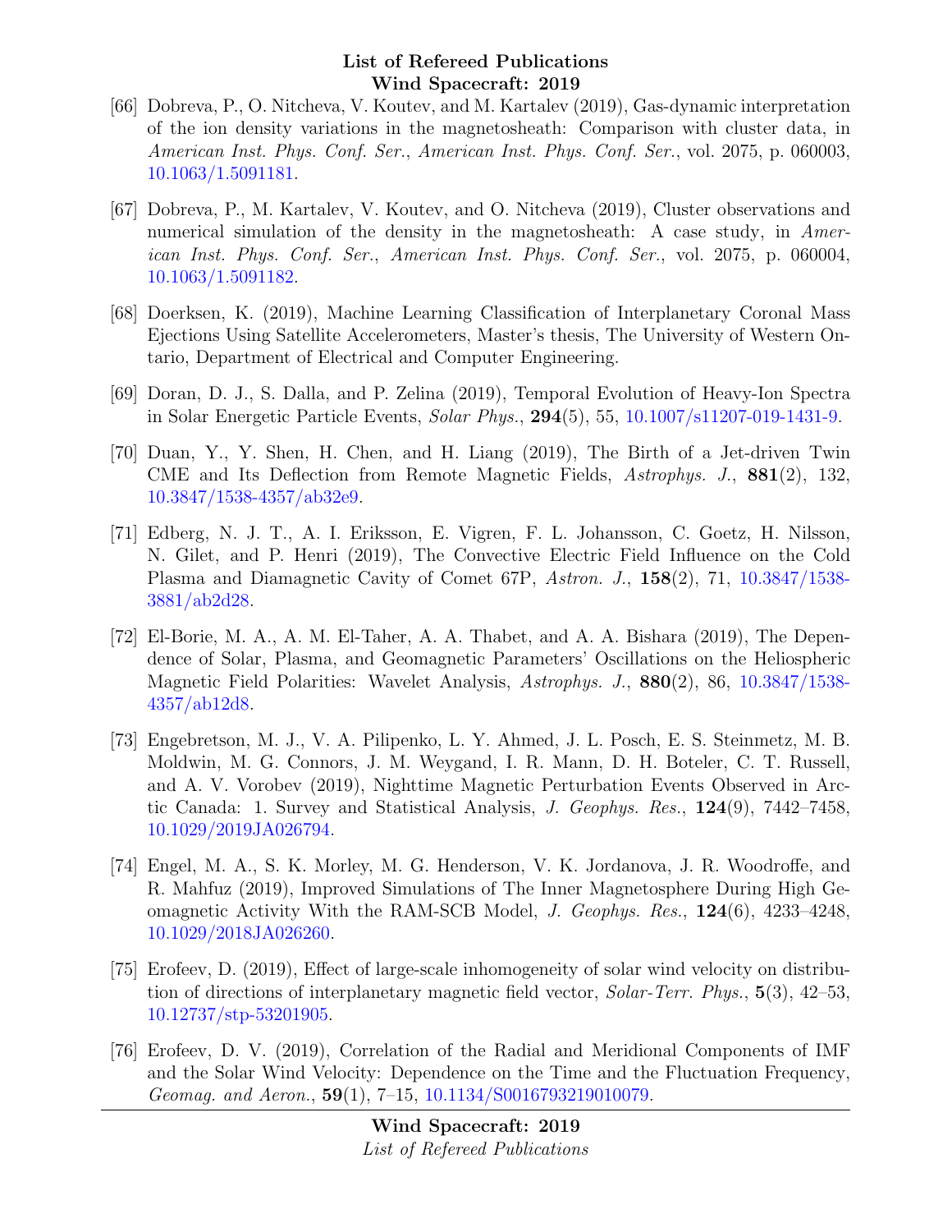[66] Dobreva, P., O. Nitcheva, V. Koutev, and M. Kartalev (2019), Gas-dynamic interpretation of the ion density variations in the magnetosheath: Comparison with cluster data, in *American Inst. Phys. Conf. Ser.*, *American Inst. Phys. Conf. Ser.*, vol. 2075, p. 060003, 10.1063/1.5091181.

[67] Dobreva, P., M. Kartalev, V. Koutev, and O. Nitcheva (2019), Cluster observations and numerical simulation of the density in the magnetosheath: A case study, in *American Inst. Phys. Conf. Ser.*, *American Inst. Phys. Conf. Ser.*, vol. 2075, p. 060004, 10.1063/1.5091182.

[68] Doerksen, K. (2019), Machine Learning Classification of Interplanetary Coronal Mass Ejections Using Satellite Accelerometers, Master's thesis, The University of Western Ontario, Department of Electrical and Computer Engineering.

[69] Doran, D. J., S. Dalla, and P. Zelina (2019), Temporal Evolution of Heavy-Ion Spectra in Solar Energetic Particle Events, *Solar Phys.*, **294**(5), 55, 10.1007/s11207-019-1431-9.

[70] Duan, Y., Y. Shen, H. Chen, and H. Liang (2019), The Birth of a Jet-driven Twin CME and Its Deflection from Remote Magnetic Fields, *Astrophys. J.*, **881**(2), 132, 10.3847/1538-4357/ab32e9.

[71] Edberg, N. J. T., A. I. Eriksson, E. Vigren, F. L. Johansson, C. Goetz, H. Nilsson, N. Gilet, and P. Henri (2019), The Convective Electric Field Influence on the Cold Plasma and Diamagnetic Cavity of Comet 67P, *Astron. J.*, **158**(2), 71, 10.3847/1538-3881/ab2d28.

[72] El-Borie, M. A., A. M. El-Taher, A. A. Thabet, and A. A. Bishara (2019), The Dependence of Solar, Plasma, and Geomagnetic Parameters' Oscillations on the Heliospheric Magnetic Field Polarities: Wavelet Analysis, *Astrophys. J.*, **880**(2), 86, 10.3847/1538-4357/ab12d8.

[73] Engebretson, M. J., V. A. Pilipenko, L. Y. Ahmed, J. L. Posch, E. S. Steinmetz, M. B. Moldwin, M. G. Connors, J. M. Weygand, I. R. Mann, D. H. Boteler, C. T. Russell, and A. V. Vorobev (2019), Nighttime Magnetic Perturbation Events Observed in Arctic Canada: 1. Survey and Statistical Analysis, *J. Geophys. Res.*, **124**(9), 7442–7458, 10.1029/2019JA026794.

[74] Engel, M. A., S. K. Morley, M. G. Henderson, V. K. Jordanova, J. R. Woodroffe, and R. Mahfuz (2019), Improved Simulations of The Inner Magnetosphere During High Geomagnetic Activity With the RAM-SCB Model, *J. Geophys. Res.*, **124**(6), 4233–4248, 10.1029/2018JA026260.

[75] Erofeev, D. (2019), Effect of large-scale inhomogeneity of solar wind velocity on distribution of directions of interplanetary magnetic field vector, *Solar-Terr. Phys.*, **5**(3), 42–53, 10.12737/stp-53201905.

[76] Erofeev, D. V. (2019), Correlation of the Radial and Meridional Components of IMF and the Solar Wind Velocity: Dependence on the Time and the Fluctuation Frequency, *Geomag. and Aeron.*, **59**(1), 7–15, 10.1134/S0016793219010079.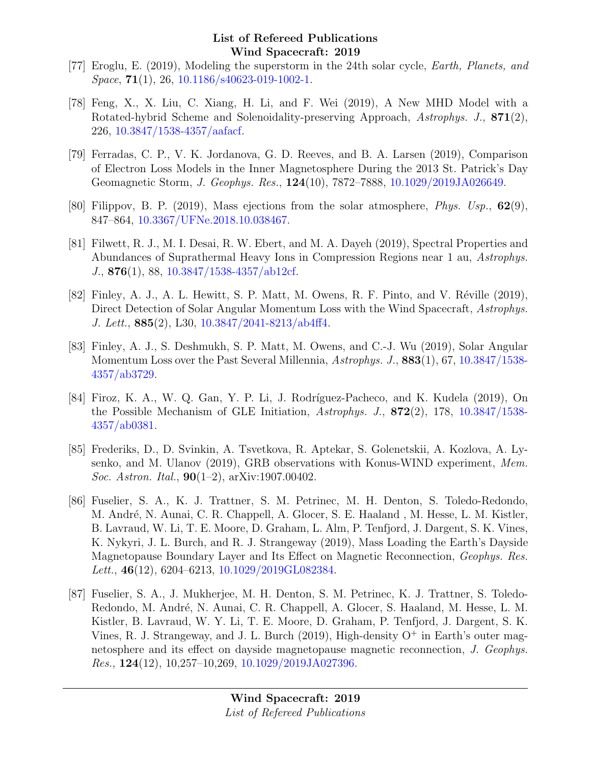[77] Eroglu, E. (2019), Modeling the superstorm in the 24th solar cycle, *Earth, Planets, and Space*, **71**(1), 26, 10.1186/s40623-019-1002-1.

[78] Feng, X., X. Liu, C. Xiang, H. Li, and F. Wei (2019), A New MHD Model with a Rotated-hybrid Scheme and Solenoidality-preserving Approach, *Astrophys. J.*, **871**(2), 226, 10.3847/1538-4357/aafacf.

[79] Ferradas, C. P., V. K. Jordanova, G. D. Reeves, and B. A. Larsen (2019), Comparison of Electron Loss Models in the Inner Magnetosphere During the 2013 St. Patrick's Day Geomagnetic Storm, *J. Geophys. Res.*, **124**(10), 7872–7888, 10.1029/2019JA026649.

[80] Filippov, B. P. (2019), Mass ejections from the solar atmosphere, *Phys. Usp.*, **62**(9), 847–864, 10.3367/UFNe.2018.10.038467.

[81] Filwett, R. J., M. I. Desai, R. W. Ebert, and M. A. Dayeh (2019), Spectral Properties and Abundances of Suprathermal Heavy Ions in Compression Regions near 1 au, *Astrophys. J.*, **876**(1), 88, 10.3847/1538-4357/ab12cf.

[82] Finley, A. J., A. L. Hewitt, S. P. Matt, M. Owens, R. F. Pinto, and V. Réville (2019), Direct Detection of Solar Angular Momentum Loss with the Wind Spacecraft, *Astrophys. J. Lett.*, **885**(2), L30, 10.3847/2041-8213/ab4ff4.

[83] Finley, A. J., S. Deshmukh, S. P. Matt, M. Owens, and C.-J. Wu (2019), Solar Angular Momentum Loss over the Past Several Millennia, *Astrophys. J.*, **883**(1), 67, 10.3847/1538-4357/ab3729.

[84] Firoz, K. A., W. Q. Gan, Y. P. Li, J. Rodríguez-Pacheco, and K. Kudela (2019), On the Possible Mechanism of GLE Initiation, *Astrophys. J.*, **872**(2), 178, 10.3847/1538-4357/ab0381.

[85] Frederiks, D., D. Svinkin, A. Tsvetkova, R. Aptekar, S. Golenetskii, A. Kozlova, A. Lysenko, and M. Ulanov (2019), GRB observations with Konus-WIND experiment, *Mem. Soc. Astron. Ital.*, **90**(1–2), arXiv:1907.00402.

[86] Fuselier, S. A., K. J. Trattner, S. M. Petrinec, M. H. Denton, S. Toledo-Redondo, M. André, N. Aunai, C. R. Chappell, A. Glocer, S. E. Haaland , M. Hesse, L. M. Kistler, B. Lavraud, W. Li, T. E. Moore, D. Graham, L. Alm, P. Tenfjord, J. Dargent, S. K. Vines, K. Nykyri, J. L. Burch, and R. J. Strangeway (2019), Mass Loading the Earth's Dayside Magnetopause Boundary Layer and Its Effect on Magnetic Reconnection, *Geophys. Res. Lett.*, **46**(12), 6204–6213, 10.1029/2019GL082384.

[87] Fuselier, S. A., J. Mukherjee, M. H. Denton, S. M. Petrinec, K. J. Trattner, S. Toledo-Redondo, M. André, N. Aunai, C. R. Chappell, A. Glocer, S. Haaland, M. Hesse, L. M. Kistler, B. Lavraud, W. Y. Li, T. E. Moore, D. Graham, P. Tenfjord, J. Dargent, S. K. Vines, R. J. Strangeway, and J. L. Burch (2019), High-density $O^+$ in Earth's outer magnetosphere and its effect on dayside magnetopause magnetic reconnection, *J. Geophys. Res.*, **124**(12), 10,257–10,269, 10.1029/2019JA027396.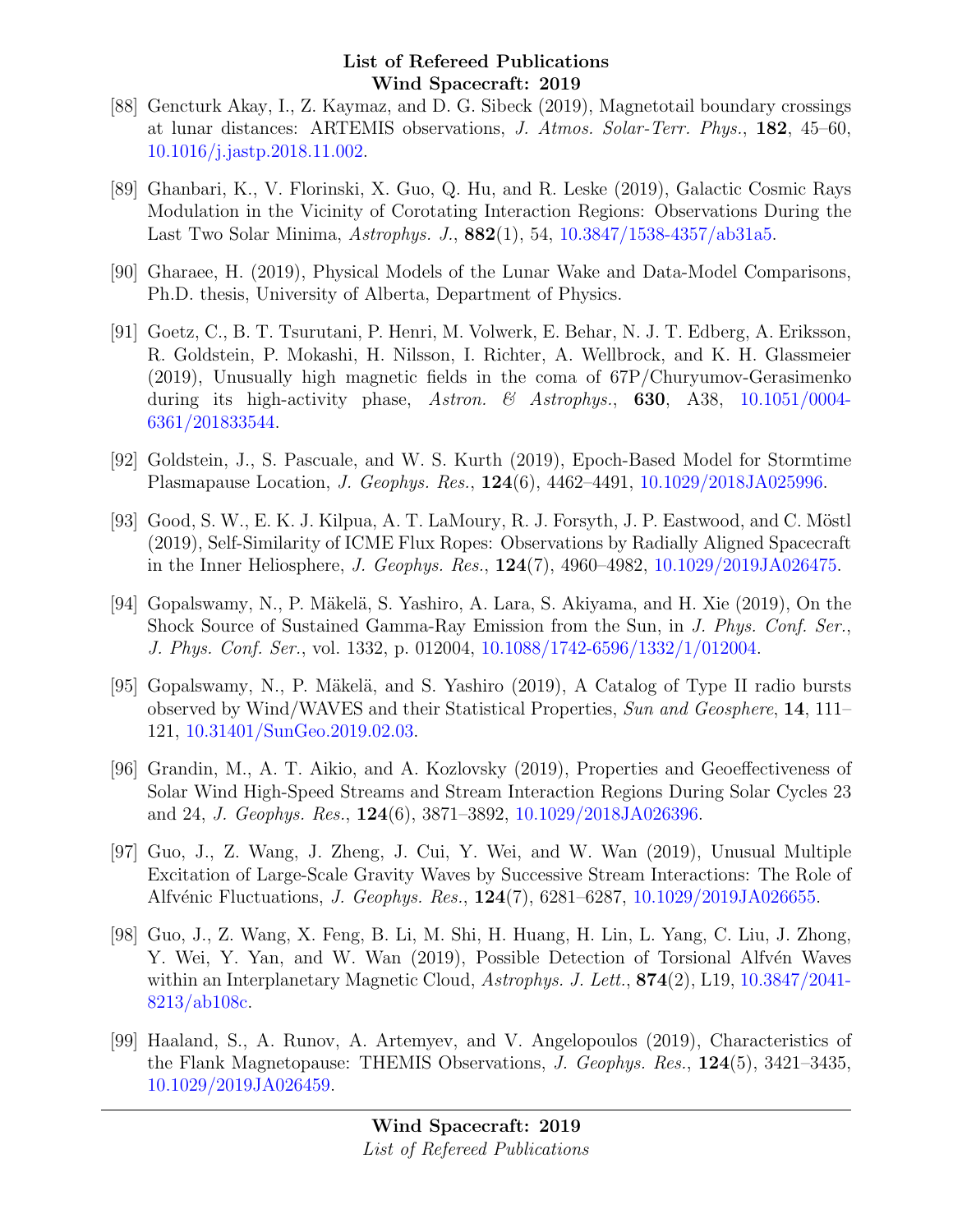[88] Gencturk Akay, I., Z. Kaymaz, and D. G. Sibeck (2019), Magnetotail boundary crossings at lunar distances: ARTEMIS observations, *J. Atmos. Solar-Terr. Phys.*, **182**, 45–60, 10.1016/j.jastp.2018.11.002.

[89] Ghanbari, K., V. Florinski, X. Guo, Q. Hu, and R. Leske (2019), Galactic Cosmic Rays Modulation in the Vicinity of Corotating Interaction Regions: Observations During the Last Two Solar Minima, *Astrophys. J.*, **882**(1), 54, 10.3847/1538-4357/ab31a5.

[90] Gharaee, H. (2019), Physical Models of the Lunar Wake and Data-Model Comparisons, Ph.D. thesis, University of Alberta, Department of Physics.

[91] Goetz, C., B. T. Tsurutani, P. Henri, M. Volwerk, E. Behar, N. J. T. Edberg, A. Eriksson, R. Goldstein, P. Mokashi, H. Nilsson, I. Richter, A. Wellbrock, and K. H. Glassmeier (2019), Unusually high magnetic fields in the coma of 67P/Churyumov-Gerasimenko during its high-activity phase, *Astron. & Astrophys.*, **630**, A38, 10.1051/0004-6361/201833544.

[92] Goldstein, J., S. Pascuale, and W. S. Kurth (2019), Epoch-Based Model for Stormtime Plasmapause Location, *J. Geophys. Res.*, **124**(6), 4462–4491, 10.1029/2018JA025996.

[93] Good, S. W., E. K. J. Kilpua, A. T. LaMoury, R. J. Forsyth, J. P. Eastwood, and C. Möstl (2019), Self-Similarity of ICME Flux Ropes: Observations by Radially Aligned Spacecraft in the Inner Heliosphere, *J. Geophys. Res.*, **124**(7), 4960–4982, 10.1029/2019JA026475.

[94] Gopalswamy, N., P. Mäkelä, S. Yashiro, A. Lara, S. Akiyama, and H. Xie (2019), On the Shock Source of Sustained Gamma-Ray Emission from the Sun, in *J. Phys. Conf. Ser.*, *J. Phys. Conf. Ser.*, vol. 1332, p. 012004, 10.1088/1742-6596/1332/1/012004.

[95] Gopalswamy, N., P. Mäkelä, and S. Yashiro (2019), A Catalog of Type II radio bursts observed by Wind/WAVES and their Statistical Properties, *Sun and Geosphere*, **14**, 111–121, 10.31401/SunGeo.2019.02.03.

[96] Grandin, M., A. T. Aikio, and A. Kozlovsky (2019), Properties and Geoeffectiveness of Solar Wind High-Speed Streams and Stream Interaction Regions During Solar Cycles 23 and 24, *J. Geophys. Res.*, **124**(6), 3871–3892, 10.1029/2018JA026396.

[97] Guo, J., Z. Wang, J. Zheng, J. Cui, Y. Wei, and W. Wan (2019), Unusual Multiple Excitation of Large-Scale Gravity Waves by Successive Stream Interactions: The Role of Alfvénic Fluctuations, *J. Geophys. Res.*, **124**(7), 6281–6287, 10.1029/2019JA026655.

[98] Guo, J., Z. Wang, X. Feng, B. Li, M. Shi, H. Huang, H. Lin, L. Yang, C. Liu, J. Zhong, Y. Wei, Y. Yan, and W. Wan (2019), Possible Detection of Torsional Alfvén Waves within an Interplanetary Magnetic Cloud, *Astrophys. J. Lett.*, **874**(2), L19, 10.3847/2041-8213/ab108c.

[99] Haaland, S., A. Runov, A. Artemyev, and V. Angelopoulos (2019), Characteristics of the Flank Magnetopause: THEMIS Observations, *J. Geophys. Res.*, **124**(5), 3421–3435, 10.1029/2019JA026459.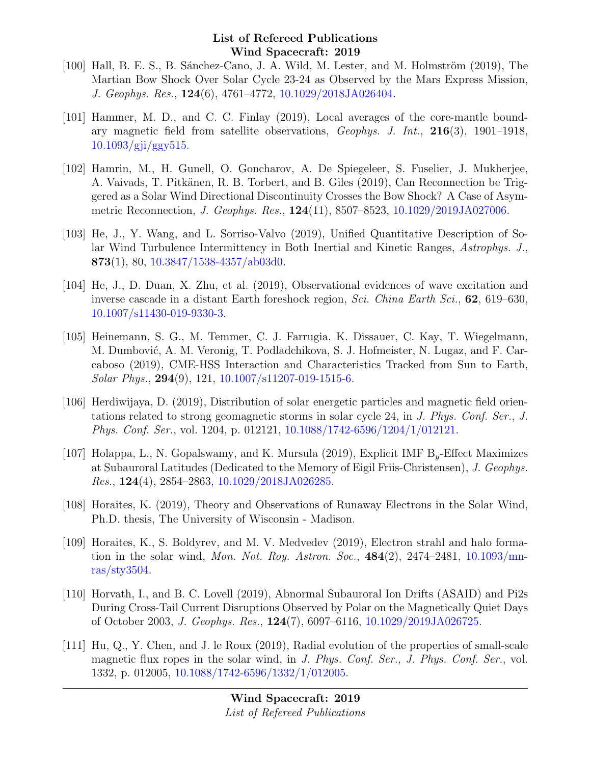[100] Hall, B. E. S., B. Sánchez-Cano, J. A. Wild, M. Lester, and M. Holmström (2019), The Martian Bow Shock Over Solar Cycle 23-24 as Observed by the Mars Express Mission, *J. Geophys. Res.*, **124**(6), 4761–4772, 10.1029/2018JA026404.

[101] Hammer, M. D., and C. C. Finlay (2019), Local averages of the core-mantle boundary magnetic field from satellite observations, *Geophys. J. Int.*, **216**(3), 1901–1918, 10.1093/gji/ggy515.

[102] Hamrin, M., H. Gunell, O. Goncharov, A. De Spiegeleer, S. Fuselier, J. Mukherjee, A. Vaivads, T. Pitkänen, R. B. Torbert, and B. Giles (2019), Can Reconnection be Triggered as a Solar Wind Directional Discontinuity Crosses the Bow Shock? A Case of Asymmetric Reconnection, *J. Geophys. Res.*, **124**(11), 8507–8523, 10.1029/2019JA027006.

[103] He, J., Y. Wang, and L. Sorriso-Valvo (2019), Unified Quantitative Description of Solar Wind Turbulence Intermittency in Both Inertial and Kinetic Ranges, *Astrophys. J.*, **873**(1), 80, 10.3847/1538-4357/ab03d0.

[104] He, J., D. Duan, X. Zhu, et al. (2019), Observational evidences of wave excitation and inverse cascade in a distant Earth foreshock region, *Sci. China Earth Sci.*, **62**, 619–630, 10.1007/s11430-019-9330-3.

[105] Heinemann, S. G., M. Temmer, C. J. Farrugia, K. Dissauer, C. Kay, T. Wiegelmann, M. Dumbović, A. M. Veronig, T. Podladchikova, S. J. Hofmeister, N. Lugaz, and F. Carcaboso (2019), CME-HSS Interaction and Characteristics Tracked from Sun to Earth, *Solar Phys.*, **294**(9), 121, 10.1007/s11207-019-1515-6.

[106] Herdiwijaya, D. (2019), Distribution of solar energetic particles and magnetic field orientations related to strong geomagnetic storms in solar cycle 24, in *J. Phys. Conf. Ser.*, *J. Phys. Conf. Ser.*, vol. 1204, p. 012121, 10.1088/1742-6596/1204/1/012121.

[107] Holappa, L., N. Gopalswamy, and K. Mursula (2019), Explicit IMF $B_y$-Effect Maximizes at Subauroral Latitudes (Dedicated to the Memory of Eigil Friis-Christensen), *J. Geophys. Res.*, **124**(4), 2854–2863, 10.1029/2018JA026285.

[108] Horaites, K. (2019), Theory and Observations of Runaway Electrons in the Solar Wind, Ph.D. thesis, The University of Wisconsin - Madison.

[109] Horaites, K., S. Boldyrev, and M. V. Medvedev (2019), Electron strahl and halo formation in the solar wind, *Mon. Not. Roy. Astron. Soc.*, **484**(2), 2474–2481, 10.1093/mnras/sty3504.

[110] Horvath, I., and B. C. Lovell (2019), Abnormal Subauroral Ion Drifts (ASAID) and Pi2s During Cross-Tail Current Disruptions Observed by Polar on the Magnetically Quiet Days of October 2003, *J. Geophys. Res.*, **124**(7), 6097–6116, 10.1029/2019JA026725.

[111] Hu, Q., Y. Chen, and J. le Roux (2019), Radial evolution of the properties of small-scale magnetic flux ropes in the solar wind, in *J. Phys. Conf. Ser.*, *J. Phys. Conf. Ser.*, vol. 1332, p. 012005, 10.1088/1742-6596/1332/1/012005.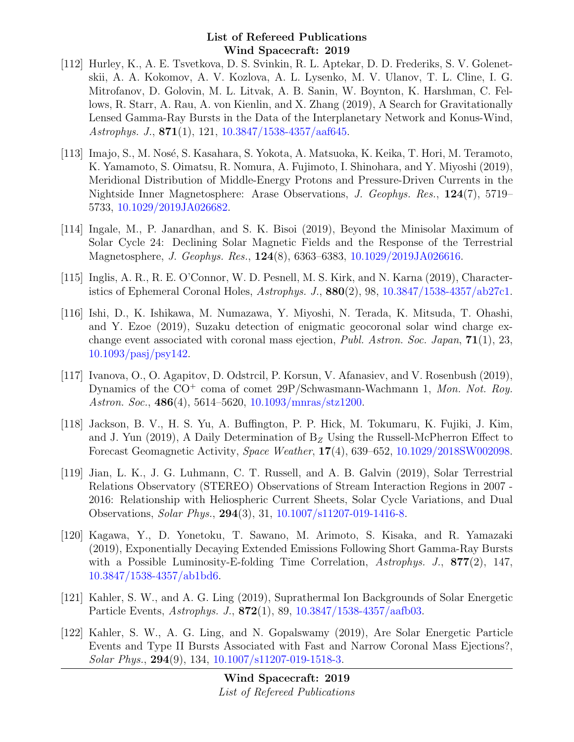[112] Hurley, K., A. E. Tsvetkova, D. S. Svinkin, R. L. Aptekar, D. D. Frederiks, S. V. Golenetskii, A. A. Kokomov, A. V. Kozlova, A. L. Lysenko, M. V. Ulanov, T. L. Cline, I. G. Mitrofanov, D. Golovin, M. L. Litvak, A. B. Sanin, W. Boynton, K. Harshman, C. Fellows, R. Starr, A. Rau, A. von Kienlin, and X. Zhang (2019), A Search for Gravitationally Lensed Gamma-Ray Bursts in the Data of the Interplanetary Network and Konus-Wind, *Astrophys. J.*, **871**(1), 121, 10.3847/1538-4357/aaf645.

[113] Imajo, S., M. Nosé, S. Kasahara, S. Yokota, A. Matsuoka, K. Keika, T. Hori, M. Teramoto, K. Yamamoto, S. Oimatsu, R. Nomura, A. Fujimoto, I. Shinohara, and Y. Miyoshi (2019), Meridional Distribution of Middle-Energy Protons and Pressure-Driven Currents in the Nightside Inner Magnetosphere: Arase Observations, *J. Geophys. Res.*, **124**(7), 5719–5733, 10.1029/2019JA026682.

[114] Ingale, M., P. Janardhan, and S. K. Bisoi (2019), Beyond the Minisolar Maximum of Solar Cycle 24: Declining Solar Magnetic Fields and the Response of the Terrestrial Magnetosphere, *J. Geophys. Res.*, **124**(8), 6363–6383, 10.1029/2019JA026616.

[115] Inglis, A. R., R. E. O'Connor, W. D. Pesnell, M. S. Kirk, and N. Karna (2019), Characteristics of Ephemeral Coronal Holes, *Astrophys. J.*, **880**(2), 98, 10.3847/1538-4357/ab27c1.

[116] Ishi, D., K. Ishikawa, M. Numazawa, Y. Miyoshi, N. Terada, K. Mitsuda, T. Ohashi, and Y. Ezoe (2019), Suzaku detection of enigmatic geocoronal solar wind charge exchange event associated with coronal mass ejection, *Publ. Astron. Soc. Japan*, **71**(1), 23, 10.1093/pasj/psy142.

[117] Ivanova, O., O. Agapitov, D. Odstrcil, P. Korsun, V. Afanasiev, and V. Rosenbush (2019), Dynamics of the $CO^+$ coma of comet 29P/Schwasmann-Wachmann 1, *Mon. Not. Roy. Astron. Soc.*, **486**(4), 5614–5620, 10.1093/mnras/stz1200.

[118] Jackson, B. V., H. S. Yu, A. Buffington, P. P. Hick, M. Tokumaru, K. Fujiki, J. Kim, and J. Yun (2019), A Daily Determination of $B_Z$ Using the Russell-McPherron Effect to Forecast Geomagnetic Activity, *Space Weather*, **17**(4), 639–652, 10.1029/2018SW002098.

[119] Jian, L. K., J. G. Luhmann, C. T. Russell, and A. B. Galvin (2019), Solar Terrestrial Relations Observatory (STEREO) Observations of Stream Interaction Regions in 2007 - 2016: Relationship with Heliospheric Current Sheets, Solar Cycle Variations, and Dual Observations, *Solar Phys.*, **294**(3), 31, 10.1007/s11207-019-1416-8.

[120] Kagawa, Y., D. Yonetoku, T. Sawano, M. Arimoto, S. Kisaka, and R. Yamazaki (2019), Exponentially Decaying Extended Emissions Following Short Gamma-Ray Bursts with a Possible Luminosity-E-folding Time Correlation, *Astrophys. J.*, **877**(2), 147, 10.3847/1538-4357/ab1bd6.

[121] Kahler, S. W., and A. G. Ling (2019), Suprathermal Ion Backgrounds of Solar Energetic Particle Events, *Astrophys. J.*, **872**(1), 89, 10.3847/1538-4357/aafb03.

[122] Kahler, S. W., A. G. Ling, and N. Gopalswamy (2019), Are Solar Energetic Particle Events and Type II Bursts Associated with Fast and Narrow Coronal Mass Ejections?, *Solar Phys.*, **294**(9), 134, 10.1007/s11207-019-1518-3.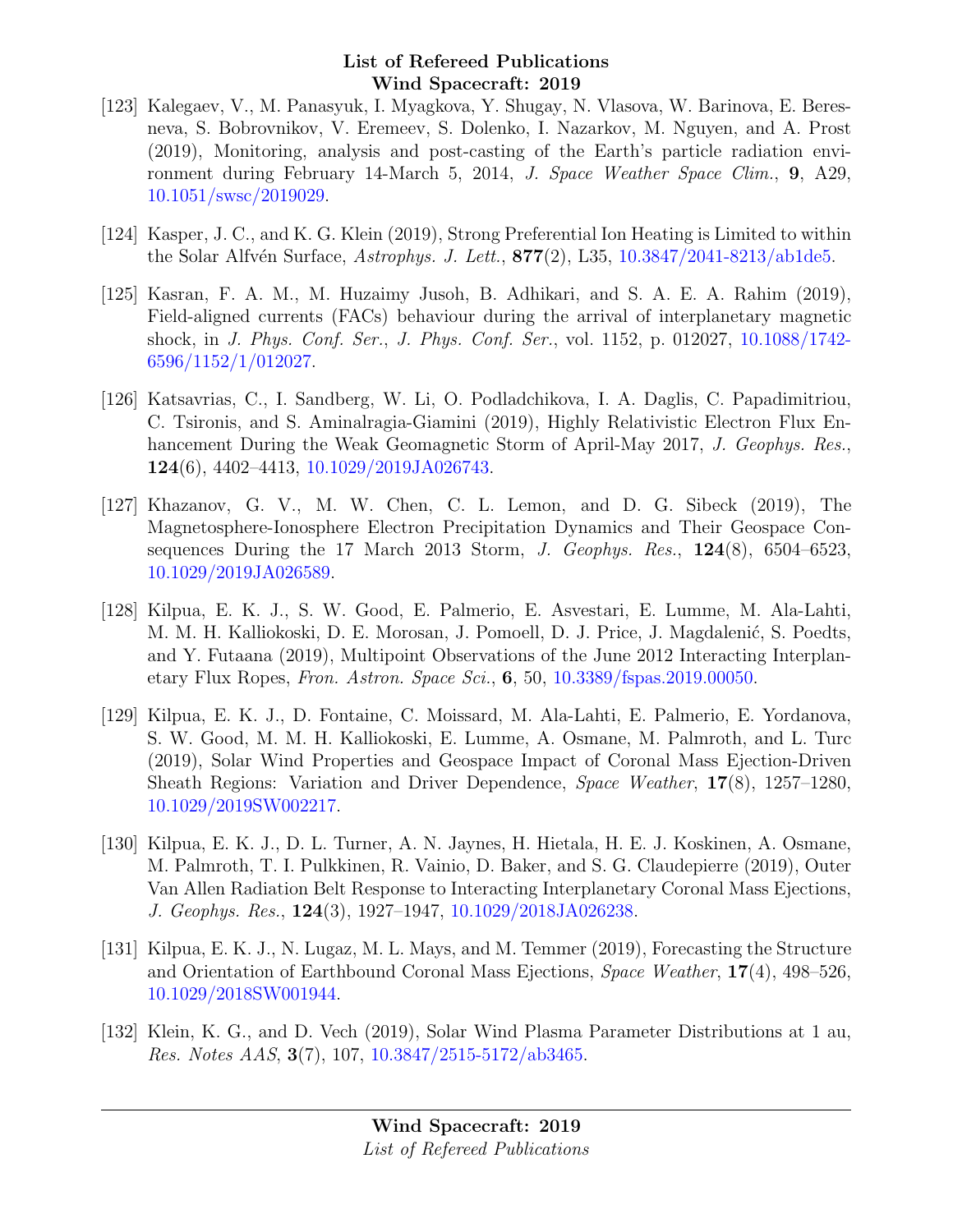[123] Kalegaev, V., M. Panasyuk, I. Myagkova, Y. Shugay, N. Vlasova, W. Barinova, E. Beresneva, S. Bobrovnikov, V. Eremeev, S. Dolenko, I. Nazarkov, M. Nguyen, and A. Prost (2019), Monitoring, analysis and post-casting of the Earth's particle radiation environment during February 14-March 5, 2014, *J. Space Weather Space Clim.*, **9**, A29, 10.1051/swsc/2019029.

[124] Kasper, J. C., and K. G. Klein (2019), Strong Preferential Ion Heating is Limited to within the Solar Alfvén Surface, *Astrophys. J. Lett.*, **877**(2), L35, 10.3847/2041-8213/ab1de5.

[125] Kasran, F. A. M., M. Huzaimy Jusoh, B. Adhikari, and S. A. E. A. Rahim (2019), Field-aligned currents (FACs) behaviour during the arrival of interplanetary magnetic shock, in *J. Phys. Conf. Ser.*, *J. Phys. Conf. Ser.*, vol. 1152, p. 012027, 10.1088/1742-6596/1152/1/012027.

[126] Katsavrias, C., I. Sandberg, W. Li, O. Podladchikova, I. A. Daglis, C. Papadimitriou, C. Tsironis, and S. Aminalragia-Giamini (2019), Highly Relativistic Electron Flux Enhancement During the Weak Geomagnetic Storm of April-May 2017, *J. Geophys. Res.*, **124**(6), 4402–4413, 10.1029/2019JA026743.

[127] Khazanov, G. V., M. W. Chen, C. L. Lemon, and D. G. Sibeck (2019), The Magnetosphere-Ionosphere Electron Precipitation Dynamics and Their Geospace Consequences During the 17 March 2013 Storm, *J. Geophys. Res.*, **124**(8), 6504–6523, 10.1029/2019JA026589.

[128] Kilpua, E. K. J., S. W. Good, E. Palmerio, E. Asvestari, E. Lumme, M. Ala-Lahti, M. M. H. Kalliokoski, D. E. Morosan, J. Pomoell, D. J. Price, J. Magdalenić, S. Poedts, and Y. Futaana (2019), Multipoint Observations of the June 2012 Interacting Interplanetary Flux Ropes, *Fron. Astron. Space Sci.*, **6**, 50, 10.3389/fspas.2019.00050.

[129] Kilpua, E. K. J., D. Fontaine, C. Moissard, M. Ala-Lahti, E. Palmerio, E. Yordanova, S. W. Good, M. M. H. Kalliokoski, E. Lumme, A. Osmane, M. Palmroth, and L. Turc (2019), Solar Wind Properties and Geospace Impact of Coronal Mass Ejection-Driven Sheath Regions: Variation and Driver Dependence, *Space Weather*, **17**(8), 1257–1280, 10.1029/2019SW002217.

[130] Kilpua, E. K. J., D. L. Turner, A. N. Jaynes, H. Hietala, H. E. J. Koskinen, A. Osmane, M. Palmroth, T. I. Pulkkinen, R. Vainio, D. Baker, and S. G. Claudepierre (2019), Outer Van Allen Radiation Belt Response to Interacting Interplanetary Coronal Mass Ejections, *J. Geophys. Res.*, **124**(3), 1927–1947, 10.1029/2018JA026238.

[131] Kilpua, E. K. J., N. Lugaz, M. L. Mays, and M. Temmer (2019), Forecasting the Structure and Orientation of Earthbound Coronal Mass Ejections, *Space Weather*, **17**(4), 498–526, 10.1029/2018SW001944.

[132] Klein, K. G., and D. Vech (2019), Solar Wind Plasma Parameter Distributions at 1 au, *Res. Notes AAS*, **3**(7), 107, 10.3847/2515-5172/ab3465.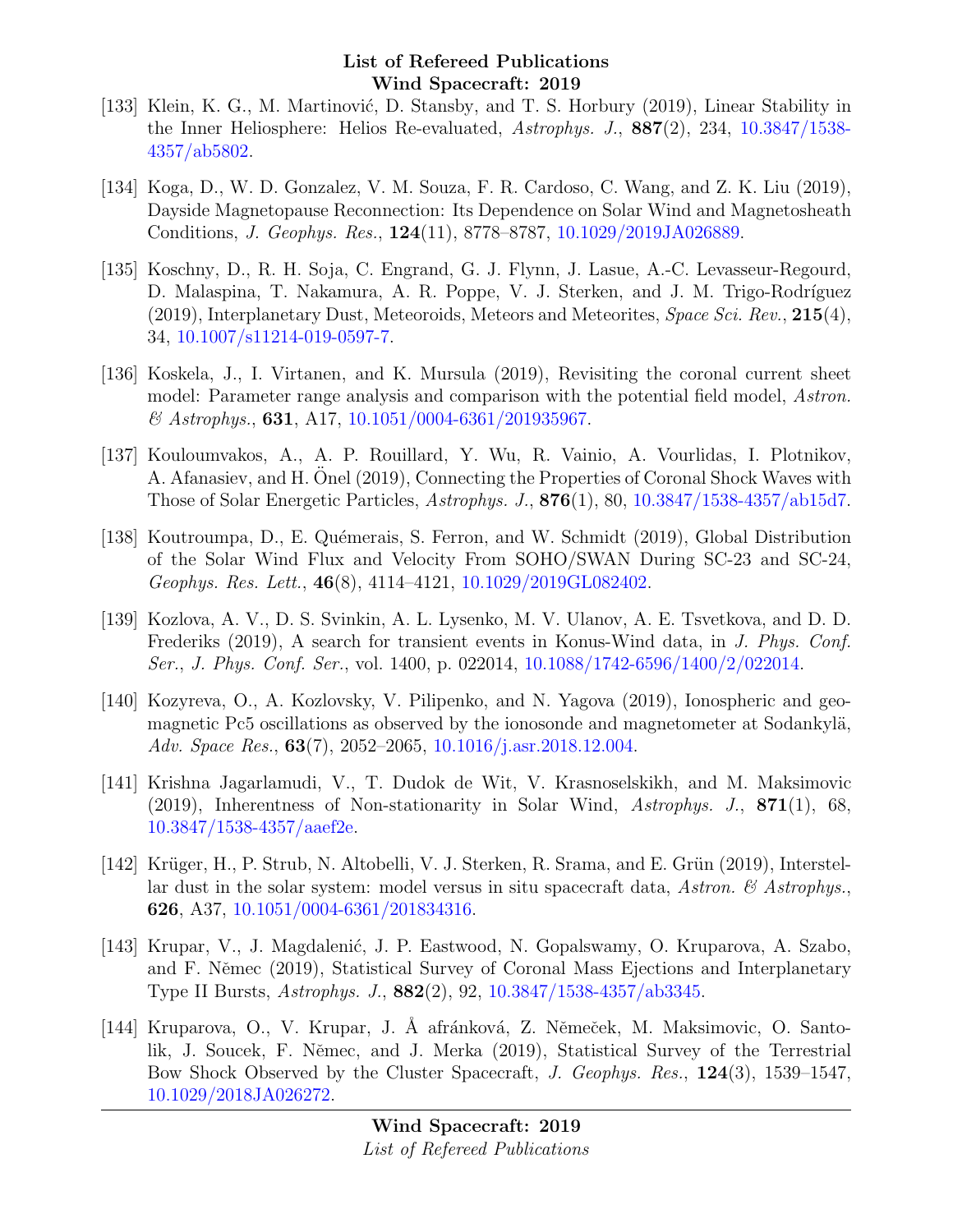[133] Klein, K. G., M. Martinović, D. Stansby, and T. S. Horbury (2019), Linear Stability in the Inner Heliosphere: Helios Re-evaluated, *Astrophys. J.*, **887**(2), 234, 10.3847/1538-4357/ab5802.

[134] Koga, D., W. D. Gonzalez, V. M. Souza, F. R. Cardoso, C. Wang, and Z. K. Liu (2019), Dayside Magnetopause Reconnection: Its Dependence on Solar Wind and Magnetosheath Conditions, *J. Geophys. Res.*, **124**(11), 8778–8787, 10.1029/2019JA026889.

[135] Koschny, D., R. H. Soja, C. Engrand, G. J. Flynn, J. Lasue, A.-C. Levasseur-Regourd, D. Malaspina, T. Nakamura, A. R. Poppe, V. J. Sterken, and J. M. Trigo-Rodríguez (2019), Interplanetary Dust, Meteoroids, Meteors and Meteorites, *Space Sci. Rev.*, **215**(4), 34, 10.1007/s11214-019-0597-7.

[136] Koskela, J., I. Virtanen, and K. Mursula (2019), Revisiting the coronal current sheet model: Parameter range analysis and comparison with the potential field model, *Astron. & Astrophys.*, **631**, A17, 10.1051/0004-6361/201935967.

[137] Kouloumvakos, A., A. P. Rouillard, Y. Wu, R. Vainio, A. Vourlidas, I. Plotnikov, A. Afanasiev, and H. Önel (2019), Connecting the Properties of Coronal Shock Waves with Those of Solar Energetic Particles, *Astrophys. J.*, **876**(1), 80, 10.3847/1538-4357/ab15d7.

[138] Koutroumpa, D., E. Quémerais, S. Ferron, and W. Schmidt (2019), Global Distribution of the Solar Wind Flux and Velocity From SOHO/SWAN During SC-23 and SC-24, *Geophys. Res. Lett.*, **46**(8), 4114–4121, 10.1029/2019GL082402.

[139] Kozlova, A. V., D. S. Svinkin, A. L. Lysenko, M. V. Ulanov, A. E. Tsvetkova, and D. D. Frederiks (2019), A search for transient events in Konus-Wind data, in *J. Phys. Conf. Ser.*, *J. Phys. Conf. Ser.*, vol. 1400, p. 022014, 10.1088/1742-6596/1400/2/022014.

[140] Kozyreva, O., A. Kozlovsky, V. Pilipenko, and N. Yagova (2019), Ionospheric and geomagnetic Pc5 oscillations as observed by the ionosonde and magnetometer at Sodankylä, *Adv. Space Res.*, **63**(7), 2052–2065, 10.1016/j.asr.2018.12.004.

[141] Krishna Jagarlamudi, V., T. Dudok de Wit, V. Krasnoselskikh, and M. Maksimovic (2019), Inherentness of Non-stationarity in Solar Wind, *Astrophys. J.*, **871**(1), 68, 10.3847/1538-4357/aaef2e.

[142] Krüger, H., P. Strub, N. Altobelli, V. J. Sterken, R. Srama, and E. Grün (2019), Interstellar dust in the solar system: model versus in situ spacecraft data, *Astron. & Astrophys.*, **626**, A37, 10.1051/0004-6361/201834316.

[143] Krupar, V., J. Magdalenić, J. P. Eastwood, N. Gopalswamy, O. Kruparova, A. Szabo, and F. Němec (2019), Statistical Survey of Coronal Mass Ejections and Interplanetary Type II Bursts, *Astrophys. J.*, **882**(2), 92, 10.3847/1538-4357/ab3345.

[144] Kruparova, O., V. Krupar, J. Å afránková, Z. Němeček, M. Maksimovic, O. Santolik, J. Soucek, F. Němec, and J. Merka (2019), Statistical Survey of the Terrestrial Bow Shock Observed by the Cluster Spacecraft, *J. Geophys. Res.*, **124**(3), 1539–1547, 10.1029/2018JA026272.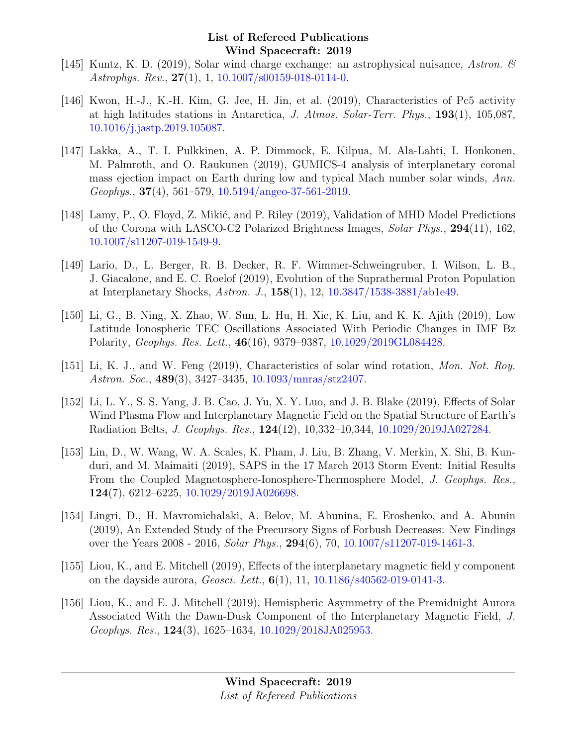[145] Kuntz, K. D. (2019), Solar wind charge exchange: an astrophysical nuisance, *Astron. & Astrophys. Rev.*, **27**(1), 1, 10.1007/s00159-018-0114-0.

[146] Kwon, H.-J., K.-H. Kim, G. Jee, H. Jin, et al. (2019), Characteristics of Pc5 activity at high latitudes stations in Antarctica, *J. Atmos. Solar-Terr. Phys.*, **193**(1), 105,087, 10.1016/j.jastp.2019.105087.

[147] Lakka, A., T. I. Pulkkinen, A. P. Dimmock, E. Kilpua, M. Ala-Lahti, I. Honkonen, M. Palmroth, and O. Raukunen (2019), GUMICS-4 analysis of interplanetary coronal mass ejection impact on Earth during low and typical Mach number solar winds, *Ann. Geophys.*, **37**(4), 561–579, 10.5194/angeo-37-561-2019.

[148] Lamy, P., O. Floyd, Z. Mikić, and P. Riley (2019), Validation of MHD Model Predictions of the Corona with LASCO-C2 Polarized Brightness Images, *Solar Phys.*, **294**(11), 162, 10.1007/s11207-019-1549-9.

[149] Lario, D., L. Berger, R. B. Decker, R. F. Wimmer-Schweingruber, I. Wilson, L. B., J. Giacalone, and E. C. Roelof (2019), Evolution of the Suprathermal Proton Population at Interplanetary Shocks, *Astron. J.*, **158**(1), 12, 10.3847/1538-3881/ab1e49.

[150] Li, G., B. Ning, X. Zhao, W. Sun, L. Hu, H. Xie, K. Liu, and K. K. Ajith (2019), Low Latitude Ionospheric TEC Oscillations Associated With Periodic Changes in IMF Bz Polarity, *Geophys. Res. Lett.*, **46**(16), 9379–9387, 10.1029/2019GL084428.

[151] Li, K. J., and W. Feng (2019), Characteristics of solar wind rotation, *Mon. Not. Roy. Astron. Soc.*, **489**(3), 3427–3435, 10.1093/mnras/stz2407.

[152] Li, L. Y., S. S. Yang, J. B. Cao, J. Yu, X. Y. Luo, and J. B. Blake (2019), Effects of Solar Wind Plasma Flow and Interplanetary Magnetic Field on the Spatial Structure of Earth's Radiation Belts, *J. Geophys. Res.*, **124**(12), 10,332–10,344, 10.1029/2019JA027284.

[153] Lin, D., W. Wang, W. A. Scales, K. Pham, J. Liu, B. Zhang, V. Merkin, X. Shi, B. Kunduri, and M. Maimaiti (2019), SAPS in the 17 March 2013 Storm Event: Initial Results From the Coupled Magnetosphere-Ionosphere-Thermosphere Model, *J. Geophys. Res.*, **124**(7), 6212–6225, 10.1029/2019JA026698.

[154] Lingri, D., H. Mavromichalaki, A. Belov, M. Abunina, E. Eroshenko, and A. Abunin (2019), An Extended Study of the Precursory Signs of Forbush Decreases: New Findings over the Years 2008 - 2016, *Solar Phys.*, **294**(6), 70, 10.1007/s11207-019-1461-3.

[155] Liou, K., and E. Mitchell (2019), Effects of the interplanetary magnetic field y component on the dayside aurora, *Geosci. Lett.*, **6**(1), 11, 10.1186/s40562-019-0141-3.

[156] Liou, K., and E. J. Mitchell (2019), Hemispheric Asymmetry of the Premidnight Aurora Associated With the Dawn-Dusk Component of the Interplanetary Magnetic Field, *J. Geophys. Res.*, **124**(3), 1625–1634, 10.1029/2018JA025953.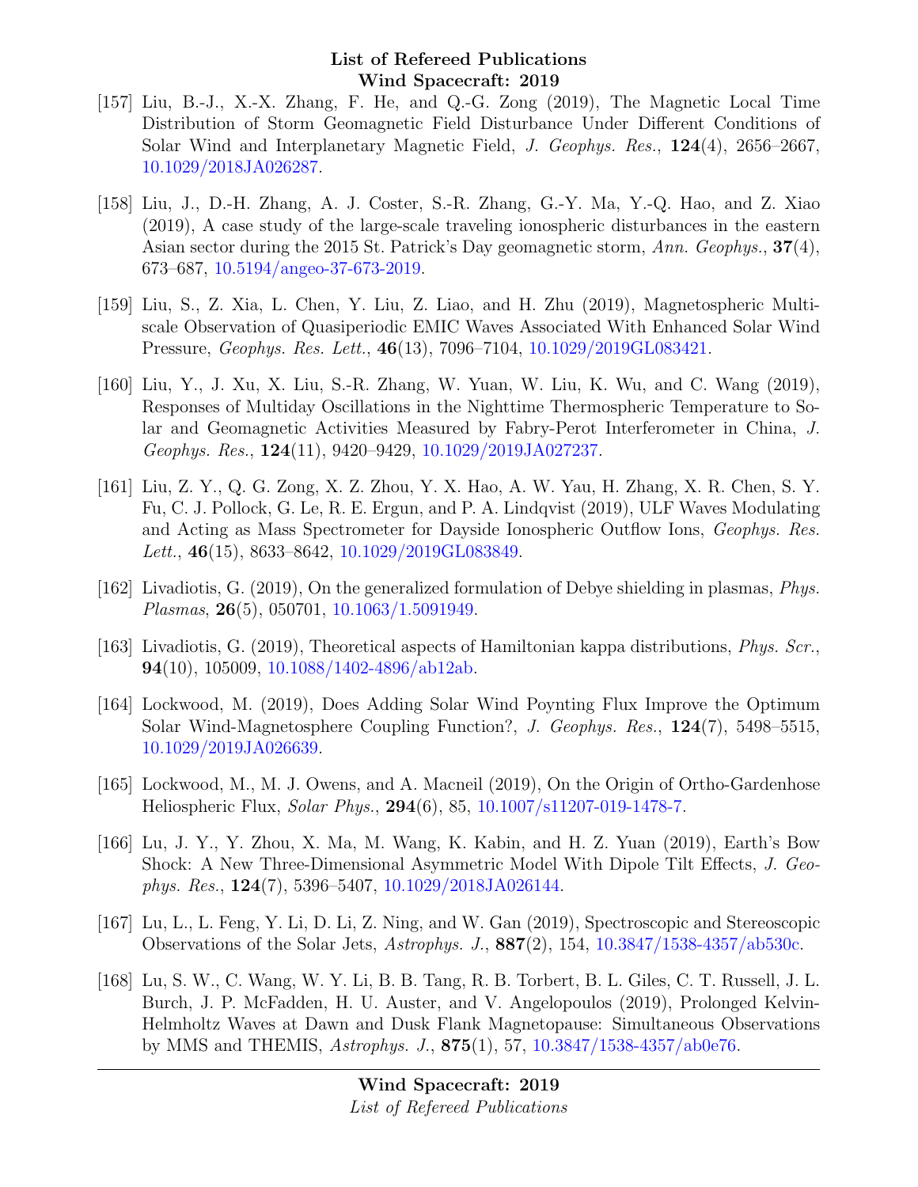[157] Liu, B.-J., X.-X. Zhang, F. He, and Q.-G. Zong (2019), The Magnetic Local Time Distribution of Storm Geomagnetic Field Disturbance Under Different Conditions of Solar Wind and Interplanetary Magnetic Field, *J. Geophys. Res.*, **124**(4), 2656–2667, 10.1029/2018JA026287.

[158] Liu, J., D.-H. Zhang, A. J. Coster, S.-R. Zhang, G.-Y. Ma, Y.-Q. Hao, and Z. Xiao (2019), A case study of the large-scale traveling ionospheric disturbances in the eastern Asian sector during the 2015 St. Patrick's Day geomagnetic storm, *Ann. Geophys.*, **37**(4), 673–687, 10.5194/angeo-37-673-2019.

[159] Liu, S., Z. Xia, L. Chen, Y. Liu, Z. Liao, and H. Zhu (2019), Magnetospheric Multiscale Observation of Quasiperiodic EMIC Waves Associated With Enhanced Solar Wind Pressure, *Geophys. Res. Lett.*, **46**(13), 7096–7104, 10.1029/2019GL083421.

[160] Liu, Y., J. Xu, X. Liu, S.-R. Zhang, W. Yuan, W. Liu, K. Wu, and C. Wang (2019), Responses of Multiday Oscillations in the Nighttime Thermospheric Temperature to Solar and Geomagnetic Activities Measured by Fabry-Perot Interferometer in China, *J. Geophys. Res.*, **124**(11), 9420–9429, 10.1029/2019JA027237.

[161] Liu, Z. Y., Q. G. Zong, X. Z. Zhou, Y. X. Hao, A. W. Yau, H. Zhang, X. R. Chen, S. Y. Fu, C. J. Pollock, G. Le, R. E. Ergun, and P. A. Lindqvist (2019), ULF Waves Modulating and Acting as Mass Spectrometer for Dayside Ionospheric Outflow Ions, *Geophys. Res. Lett.*, **46**(15), 8633–8642, 10.1029/2019GL083849.

[162] Livadiotis, G. (2019), On the generalized formulation of Debye shielding in plasmas, *Phys. Plasmas*, **26**(5), 050701, 10.1063/1.5091949.

[163] Livadiotis, G. (2019), Theoretical aspects of Hamiltonian kappa distributions, *Phys. Scr.*, **94**(10), 105009, 10.1088/1402-4896/ab12ab.

[164] Lockwood, M. (2019), Does Adding Solar Wind Poynting Flux Improve the Optimum Solar Wind-Magnetosphere Coupling Function?, *J. Geophys. Res.*, **124**(7), 5498–5515, 10.1029/2019JA026639.

[165] Lockwood, M., M. J. Owens, and A. Macneil (2019), On the Origin of Ortho-Gardenhose Heliospheric Flux, *Solar Phys.*, **294**(6), 85, 10.1007/s11207-019-1478-7.

[166] Lu, J. Y., Y. Zhou, X. Ma, M. Wang, K. Kabin, and H. Z. Yuan (2019), Earth's Bow Shock: A New Three-Dimensional Asymmetric Model With Dipole Tilt Effects, *J. Geophys. Res.*, **124**(7), 5396–5407, 10.1029/2018JA026144.

[167] Lu, L., L. Feng, Y. Li, D. Li, Z. Ning, and W. Gan (2019), Spectroscopic and Stereoscopic Observations of the Solar Jets, *Astrophys. J.*, **887**(2), 154, 10.3847/1538-4357/ab530c.

[168] Lu, S. W., C. Wang, W. Y. Li, B. B. Tang, R. B. Torbert, B. L. Giles, C. T. Russell, J. L. Burch, J. P. McFadden, H. U. Auster, and V. Angelopoulos (2019), Prolonged Kelvin-Helmholtz Waves at Dawn and Dusk Flank Magnetopause: Simultaneous Observations by MMS and THEMIS, *Astrophys. J.*, **875**(1), 57, 10.3847/1538-4357/ab0e76.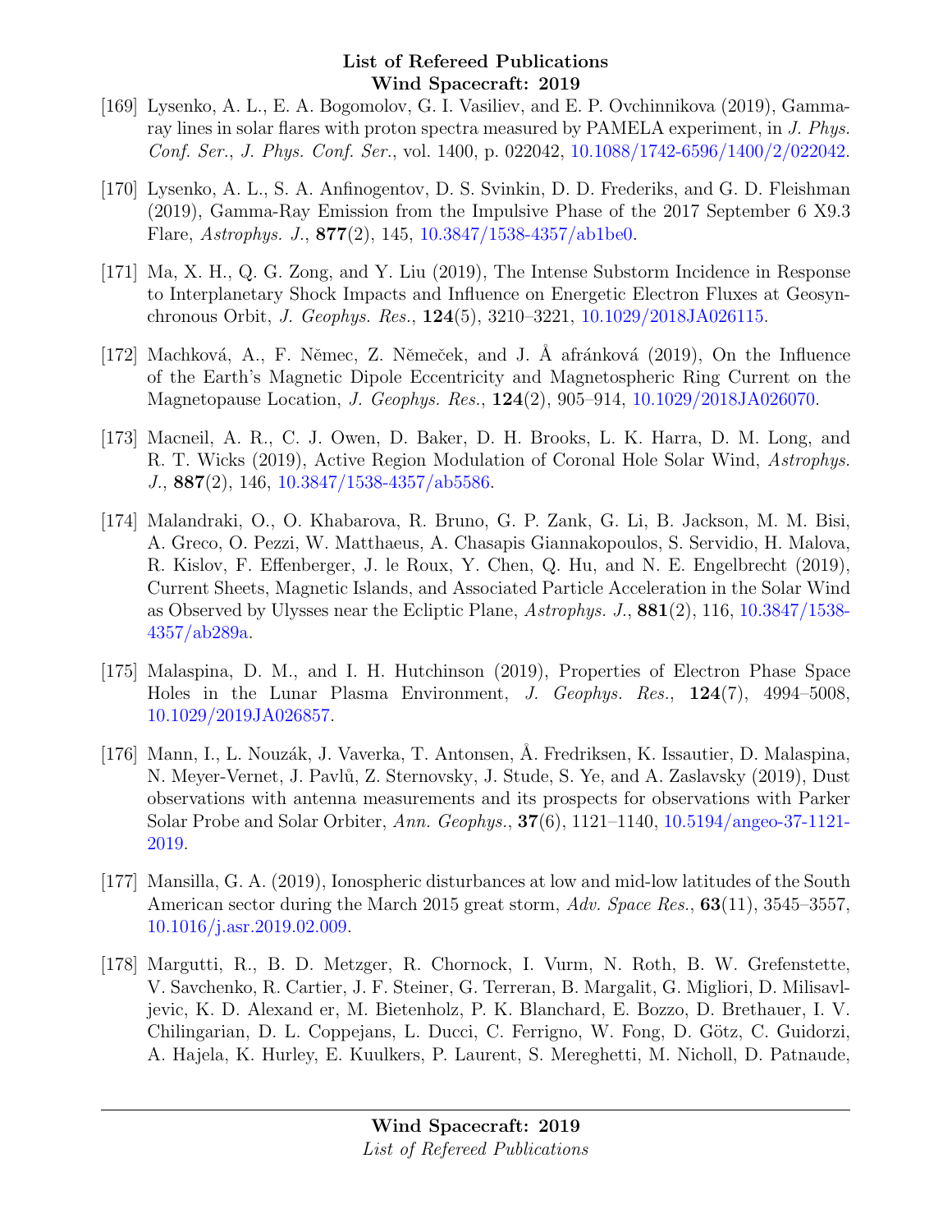[169] Lysenko, A. L., E. A. Bogomolov, G. I. Vasiliev, and E. P. Ovchinnikova (2019), Gamma-ray lines in solar flares with proton spectra measured by PAMELA experiment, in *J. Phys. Conf. Ser.*, *J. Phys. Conf. Ser.*, vol. 1400, p. 022042, 10.1088/1742-6596/1400/2/022042.

[170] Lysenko, A. L., S. A. Anfinogentov, D. S. Svinkin, D. D. Frederiks, and G. D. Fleishman (2019), Gamma-Ray Emission from the Impulsive Phase of the 2017 September 6 X9.3 Flare, *Astrophys. J.*, **877**(2), 145, 10.3847/1538-4357/ab1be0.

[171] Ma, X. H., Q. G. Zong, and Y. Liu (2019), The Intense Substorm Incidence in Response to Interplanetary Shock Impacts and Influence on Energetic Electron Fluxes at Geosynchronous Orbit, *J. Geophys. Res.*, **124**(5), 3210–3221, 10.1029/2018JA026115.

[172] Machková, A., F. Němec, Z. Němeček, and J. Å afránková (2019), On the Influence of the Earth's Magnetic Dipole Eccentricity and Magnetospheric Ring Current on the Magnetopause Location, *J. Geophys. Res.*, **124**(2), 905–914, 10.1029/2018JA026070.

[173] Macneil, A. R., C. J. Owen, D. Baker, D. H. Brooks, L. K. Harra, D. M. Long, and R. T. Wicks (2019), Active Region Modulation of Coronal Hole Solar Wind, *Astrophys. J.*, **887**(2), 146, 10.3847/1538-4357/ab5586.

[174] Malandraki, O., O. Khabarova, R. Bruno, G. P. Zank, G. Li, B. Jackson, M. M. Bisi, A. Greco, O. Pezzi, W. Matthaeus, A. Chasapis Giannakopoulos, S. Servidio, H. Malova, R. Kislov, F. Effenberger, J. le Roux, Y. Chen, Q. Hu, and N. E. Engelbrecht (2019), Current Sheets, Magnetic Islands, and Associated Particle Acceleration in the Solar Wind as Observed by Ulysses near the Ecliptic Plane, *Astrophys. J.*, **881**(2), 116, 10.3847/1538-4357/ab289a.

[175] Malaspina, D. M., and I. H. Hutchinson (2019), Properties of Electron Phase Space Holes in the Lunar Plasma Environment, *J. Geophys. Res.*, **124**(7), 4994–5008, 10.1029/2019JA026857.

[176] Mann, I., L. Nouzák, J. Vaverka, T. Antonsen, Å. Fredriksen, K. Issautier, D. Malaspina, N. Meyer-Vernet, J. Pavlů, Z. Sternovsky, J. Stude, S. Ye, and A. Zaslavsky (2019), Dust observations with antenna measurements and its prospects for observations with Parker Solar Probe and Solar Orbiter, *Ann. Geophys.*, **37**(6), 1121–1140, 10.5194/angeo-37-1121-2019.

[177] Mansilla, G. A. (2019), Ionospheric disturbances at low and mid-low latitudes of the South American sector during the March 2015 great storm, *Adv. Space Res.*, **63**(11), 3545–3557, 10.1016/j.asr.2019.02.009.

[178] Margutti, R., B. D. Metzger, R. Chornock, I. Vurm, N. Roth, B. W. Grefenstette, V. Savchenko, R. Cartier, J. F. Steiner, G. Terreran, B. Margalit, G. Migliori, D. Milisavljevic, K. D. Alexand er, M. Bietenholz, P. K. Blanchard, E. Bozzo, D. Brethauer, I. V. Chilingarian, D. L. Coppejans, L. Ducci, C. Ferrigno, W. Fong, D. Götz, C. Guidorzi, A. Hajela, K. Hurley, E. Kuulkers, P. Laurent, S. Mereghetti, M. Nicholl, D. Patnaude,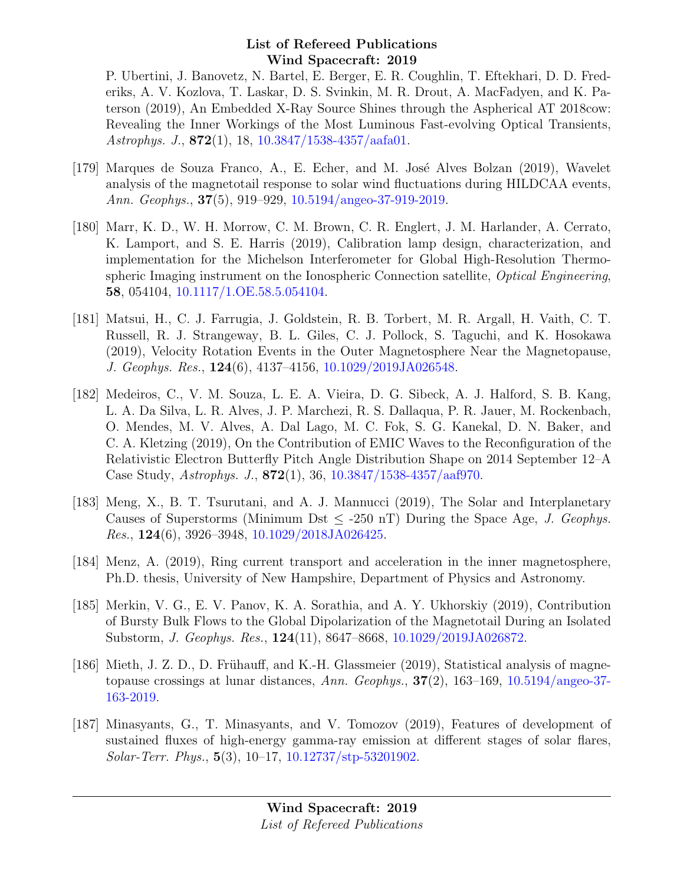P. Ubertini, J. Banovetz, N. Bartel, E. Berger, E. R. Coughlin, T. Eftekhari, D. D. Frederiks, A. V. Kozlova, T. Laskar, D. S. Svinkin, M. R. Drout, A. MacFadyen, and K. Paterson (2019), An Embedded X-Ray Source Shines through the Aspherical AT 2018cow: Revealing the Inner Workings of the Most Luminous Fast-evolving Optical Transients, *Astrophys. J.*, **872**(1), 18, 10.3847/1538-4357/aafa01.

[179] Marques de Souza Franco, A., E. Echer, and M. José Alves Bolzan (2019), Wavelet analysis of the magnetotail response to solar wind fluctuations during HILDCAA events, *Ann. Geophys.*, **37**(5), 919–929, 10.5194/angeo-37-919-2019.

[180] Marr, K. D., W. H. Morrow, C. M. Brown, C. R. Englert, J. M. Harlander, A. Cerrato, K. Lamport, and S. E. Harris (2019), Calibration lamp design, characterization, and implementation for the Michelson Interferometer for Global High-Resolution Thermospheric Imaging instrument on the Ionospheric Connection satellite, *Optical Engineering*, **58**, 054104, 10.1117/1.OE.58.5.054104.

[181] Matsui, H., C. J. Farrugia, J. Goldstein, R. B. Torbert, M. R. Argall, H. Vaith, C. T. Russell, R. J. Strangeway, B. L. Giles, C. J. Pollock, S. Taguchi, and K. Hosokawa (2019), Velocity Rotation Events in the Outer Magnetosphere Near the Magnetopause, *J. Geophys. Res.*, **124**(6), 4137–4156, 10.1029/2019JA026548.

[182] Medeiros, C., V. M. Souza, L. E. A. Vieira, D. G. Sibeck, A. J. Halford, S. B. Kang, L. A. Da Silva, L. R. Alves, J. P. Marchezi, R. S. Dallaqua, P. R. Jauer, M. Rockenbach, O. Mendes, M. V. Alves, A. Dal Lago, M. C. Fok, S. G. Kanekal, D. N. Baker, and C. A. Kletzing (2019), On the Contribution of EMIC Waves to the Reconfiguration of the Relativistic Electron Butterfly Pitch Angle Distribution Shape on 2014 September 12–A Case Study, *Astrophys. J.*, **872**(1), 36, 10.3847/1538-4357/aaf970.

[183] Meng, X., B. T. Tsurutani, and A. J. Mannucci (2019), The Solar and Interplanetary Causes of Superstorms (Minimum Dst $\leq$ -250 nT) During the Space Age, *J. Geophys. Res.*, **124**(6), 3926–3948, 10.1029/2018JA026425.

[184] Menz, A. (2019), Ring current transport and acceleration in the inner magnetosphere, Ph.D. thesis, University of New Hampshire, Department of Physics and Astronomy.

[185] Merkin, V. G., E. V. Panov, K. A. Sorathia, and A. Y. Ukhorskiy (2019), Contribution of Bursty Bulk Flows to the Global Dipolarization of the Magnetotail During an Isolated Substorm, *J. Geophys. Res.*, **124**(11), 8647–8668, 10.1029/2019JA026872.

[186] Mieth, J. Z. D., D. Frühauff, and K.-H. Glassmeier (2019), Statistical analysis of magnetopause crossings at lunar distances, *Ann. Geophys.*, **37**(2), 163–169, 10.5194/angeo-37-163-2019.

[187] Minasyants, G., T. Minasyants, and V. Tomozov (2019), Features of development of sustained fluxes of high-energy gamma-ray emission at different stages of solar flares, *Solar-Terr. Phys.*, **5**(3), 10–17, 10.12737/stp-53201902.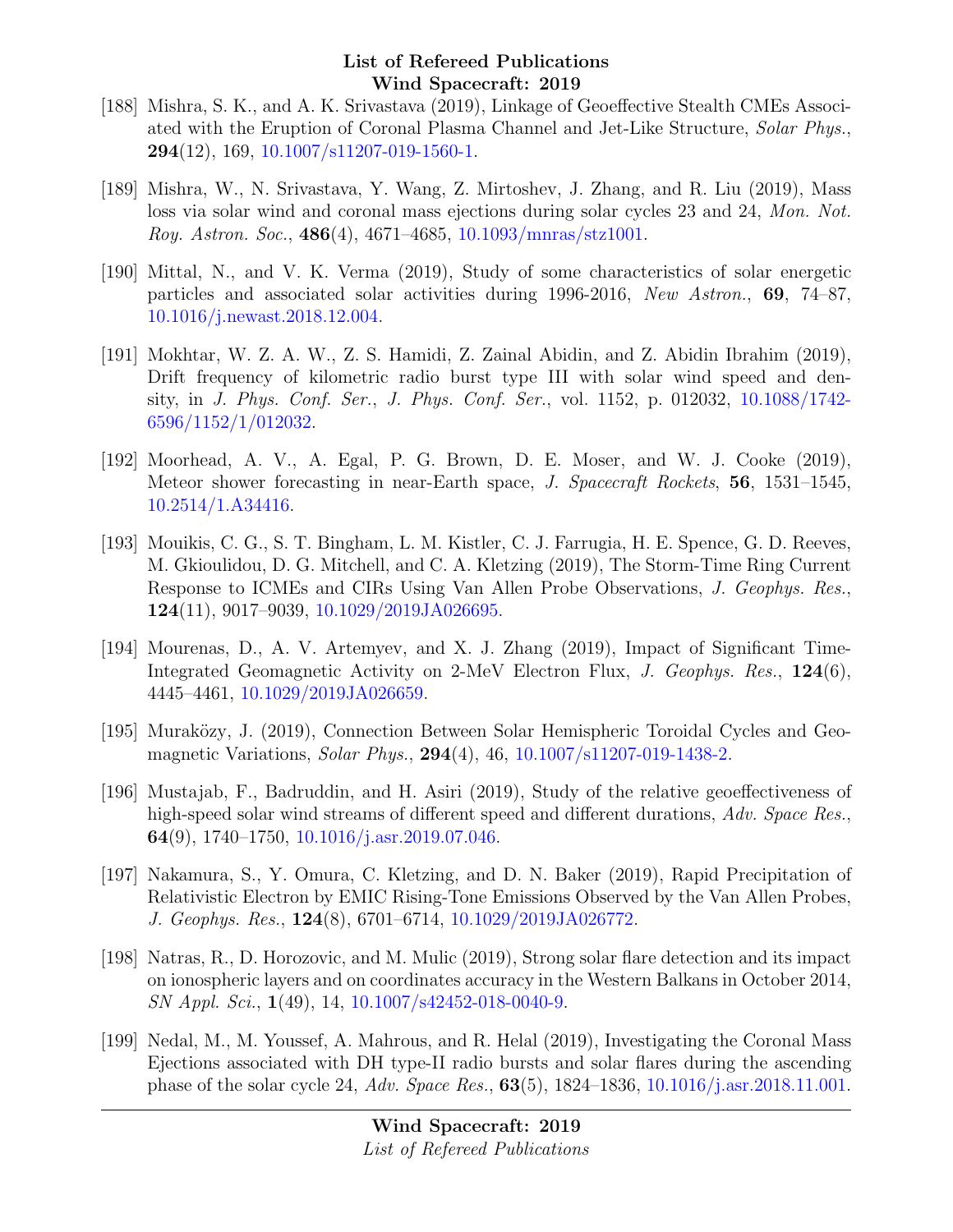[188] Mishra, S. K., and A. K. Srivastava (2019), Linkage of Geoeffective Stealth CMEs Associated with the Eruption of Coronal Plasma Channel and Jet-Like Structure, *Solar Phys.*, **294**(12), 169, 10.1007/s11207-019-1560-1.

[189] Mishra, W., N. Srivastava, Y. Wang, Z. Mirtoshev, J. Zhang, and R. Liu (2019), Mass loss via solar wind and coronal mass ejections during solar cycles 23 and 24, *Mon. Not. Roy. Astron. Soc.*, **486**(4), 4671–4685, 10.1093/mnras/stz1001.

[190] Mittal, N., and V. K. Verma (2019), Study of some characteristics of solar energetic particles and associated solar activities during 1996-2016, *New Astron.*, **69**, 74–87, 10.1016/j.newast.2018.12.004.

[191] Mokhtar, W. Z. A. W., Z. S. Hamidi, Z. Zainal Abidin, and Z. Abidin Ibrahim (2019), Drift frequency of kilometric radio burst type III with solar wind speed and density, in *J. Phys. Conf. Ser.*, *J. Phys. Conf. Ser.*, vol. 1152, p. 012032, 10.1088/1742-6596/1152/1/012032.

[192] Moorhead, A. V., A. Egal, P. G. Brown, D. E. Moser, and W. J. Cooke (2019), Meteor shower forecasting in near-Earth space, *J. Spacecraft Rockets*, **56**, 1531–1545, 10.2514/1.A34416.

[193] Mouikis, C. G., S. T. Bingham, L. M. Kistler, C. J. Farrugia, H. E. Spence, G. D. Reeves, M. Gkioulidou, D. G. Mitchell, and C. A. Kletzing (2019), The Storm-Time Ring Current Response to ICMEs and CIRs Using Van Allen Probe Observations, *J. Geophys. Res.*, **124**(11), 9017–9039, 10.1029/2019JA026695.

[194] Mourenas, D., A. V. Artemyev, and X. J. Zhang (2019), Impact of Significant Time-Integrated Geomagnetic Activity on 2-MeV Electron Flux, *J. Geophys. Res.*, **124**(6), 4445–4461, 10.1029/2019JA026659.

[195] Muraközy, J. (2019), Connection Between Solar Hemispheric Toroidal Cycles and Geomagnetic Variations, *Solar Phys.*, **294**(4), 46, 10.1007/s11207-019-1438-2.

[196] Mustajab, F., Badruddin, and H. Asiri (2019), Study of the relative geoeffectiveness of high-speed solar wind streams of different speed and different durations, *Adv. Space Res.*, **64**(9), 1740–1750, 10.1016/j.asr.2019.07.046.

[197] Nakamura, S., Y. Omura, C. Kletzing, and D. N. Baker (2019), Rapid Precipitation of Relativistic Electron by EMIC Rising-Tone Emissions Observed by the Van Allen Probes, *J. Geophys. Res.*, **124**(8), 6701–6714, 10.1029/2019JA026772.

[198] Natras, R., D. Horozovic, and M. Mulic (2019), Strong solar flare detection and its impact on ionospheric layers and on coordinates accuracy in the Western Balkans in October 2014, *SN Appl. Sci.*, **1**(49), 14, 10.1007/s42452-018-0040-9.

[199] Nedal, M., M. Youssef, A. Mahrous, and R. Helal (2019), Investigating the Coronal Mass Ejections associated with DH type-II radio bursts and solar flares during the ascending phase of the solar cycle 24, *Adv. Space Res.*, **63**(5), 1824–1836, 10.1016/j.asr.2018.11.001.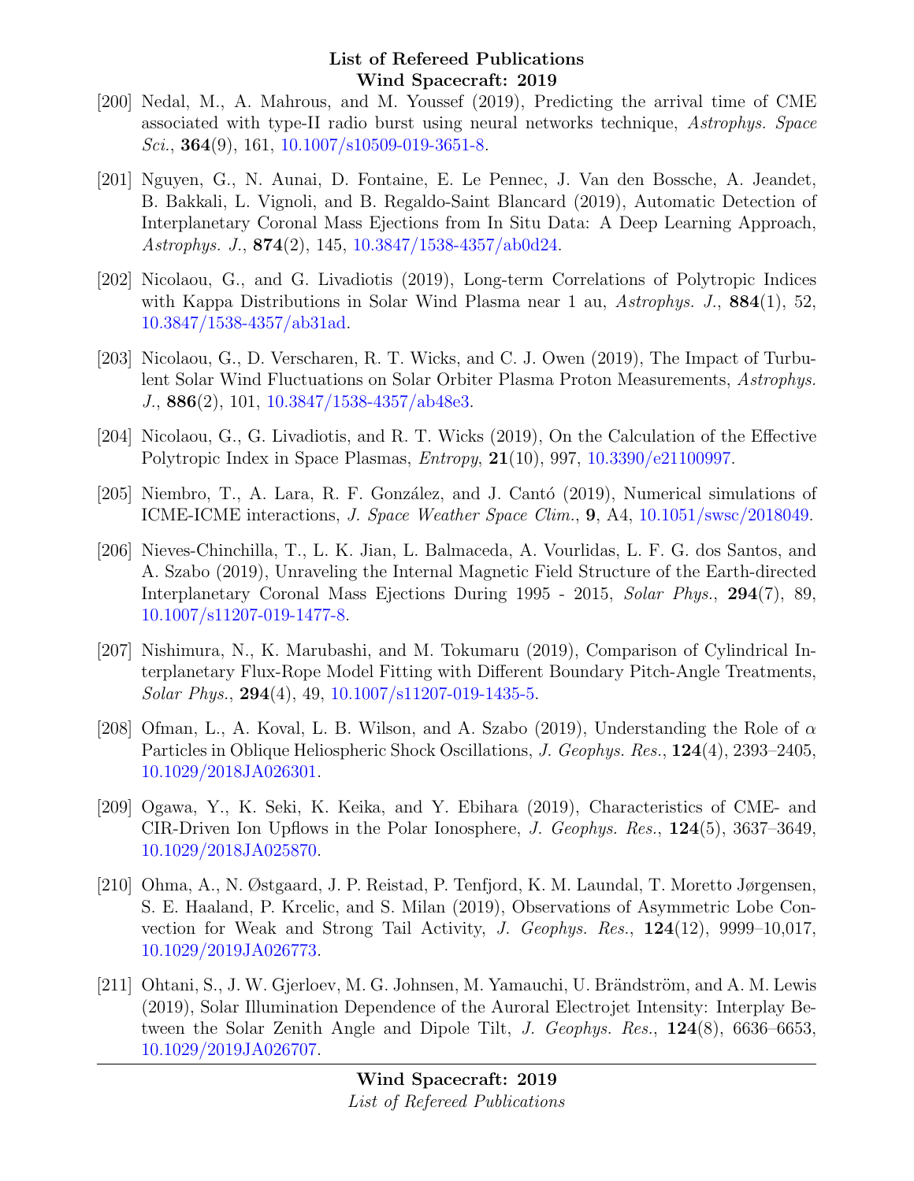[200] Nedal, M., A. Mahrous, and M. Youssef (2019), Predicting the arrival time of CME associated with type-II radio burst using neural networks technique, *Astrophys. Space Sci.*, **364**(9), 161, 10.1007/s10509-019-3651-8.

[201] Nguyen, G., N. Aunai, D. Fontaine, E. Le Pennec, J. Van den Bossche, A. Jeandet, B. Bakkali, L. Vignoli, and B. Regaldo-Saint Blancard (2019), Automatic Detection of Interplanetary Coronal Mass Ejections from In Situ Data: A Deep Learning Approach, *Astrophys. J.*, **874**(2), 145, 10.3847/1538-4357/ab0d24.

[202] Nicolaou, G., and G. Livadiotis (2019), Long-term Correlations of Polytropic Indices with Kappa Distributions in Solar Wind Plasma near 1 au, *Astrophys. J.*, **884**(1), 52, 10.3847/1538-4357/ab31ad.

[203] Nicolaou, G., D. Verscharen, R. T. Wicks, and C. J. Owen (2019), The Impact of Turbulent Solar Wind Fluctuations on Solar Orbiter Plasma Proton Measurements, *Astrophys. J.*, **886**(2), 101, 10.3847/1538-4357/ab48e3.

[204] Nicolaou, G., G. Livadiotis, and R. T. Wicks (2019), On the Calculation of the Effective Polytropic Index in Space Plasmas, *Entropy*, **21**(10), 997, 10.3390/e21100997.

[205] Niembro, T., A. Lara, R. F. González, and J. Cantó (2019), Numerical simulations of ICME-ICME interactions, *J. Space Weather Space Clim.*, **9**, A4, 10.1051/swsc/2018049.

[206] Nieves-Chinchilla, T., L. K. Jian, L. Balmaceda, A. Vourlidas, L. F. G. dos Santos, and A. Szabo (2019), Unraveling the Internal Magnetic Field Structure of the Earth-directed Interplanetary Coronal Mass Ejections During 1995 - 2015, *Solar Phys.*, **294**(7), 89, 10.1007/s11207-019-1477-8.

[207] Nishimura, N., K. Marubashi, and M. Tokumaru (2019), Comparison of Cylindrical Interplanetary Flux-Rope Model Fitting with Different Boundary Pitch-Angle Treatments, *Solar Phys.*, **294**(4), 49, 10.1007/s11207-019-1435-5.

[208] Ofman, L., A. Koval, L. B. Wilson, and A. Szabo (2019), Understanding the Role of $\alpha$ Particles in Oblique Heliospheric Shock Oscillations, *J. Geophys. Res.*, **124**(4), 2393–2405, 10.1029/2018JA026301.

[209] Ogawa, Y., K. Seki, K. Keika, and Y. Ebihara (2019), Characteristics of CME- and CIR-Driven Ion Upflows in the Polar Ionosphere, *J. Geophys. Res.*, **124**(5), 3637–3649, 10.1029/2018JA025870.

[210] Ohma, A., N. Østgaard, J. P. Reistad, P. Tenfjord, K. M. Laundal, T. Moretto Jørgensen, S. E. Haaland, P. Krcelic, and S. Milan (2019), Observations of Asymmetric Lobe Convection for Weak and Strong Tail Activity, *J. Geophys. Res.*, **124**(12), 9999–10,017, 10.1029/2019JA026773.

[211] Ohtani, S., J. W. Gjerloev, M. G. Johnsen, M. Yamauchi, U. Brändström, and A. M. Lewis (2019), Solar Illumination Dependence of the Auroral Electrojet Intensity: Interplay Between the Solar Zenith Angle and Dipole Tilt, *J. Geophys. Res.*, **124**(8), 6636–6653, 10.1029/2019JA026707.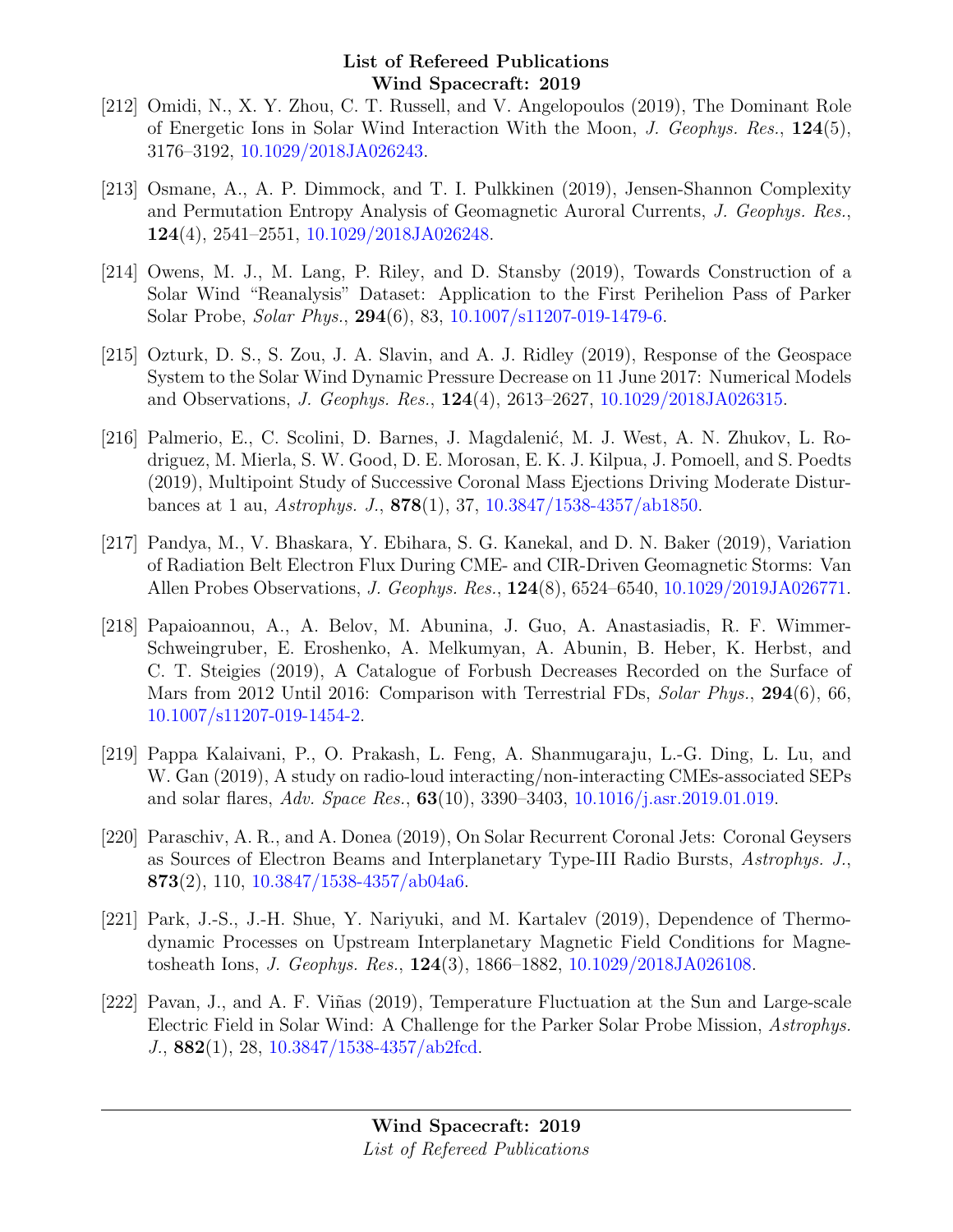[212] Omidi, N., X. Y. Zhou, C. T. Russell, and V. Angelopoulos (2019), The Dominant Role of Energetic Ions in Solar Wind Interaction With the Moon, *J. Geophys. Res.*, **124**(5), 3176–3192, 10.1029/2018JA026243.

[213] Osmane, A., A. P. Dimmock, and T. I. Pulkkinen (2019), Jensen-Shannon Complexity and Permutation Entropy Analysis of Geomagnetic Auroral Currents, *J. Geophys. Res.*, **124**(4), 2541–2551, 10.1029/2018JA026248.

[214] Owens, M. J., M. Lang, P. Riley, and D. Stansby (2019), Towards Construction of a Solar Wind "Reanalysis" Dataset: Application to the First Perihelion Pass of Parker Solar Probe, *Solar Phys.*, **294**(6), 83, 10.1007/s11207-019-1479-6.

[215] Ozturk, D. S., S. Zou, J. A. Slavin, and A. J. Ridley (2019), Response of the Geospace System to the Solar Wind Dynamic Pressure Decrease on 11 June 2017: Numerical Models and Observations, *J. Geophys. Res.*, **124**(4), 2613–2627, 10.1029/2018JA026315.

[216] Palmerio, E., C. Scolini, D. Barnes, J. Magdalenić, M. J. West, A. N. Zhukov, L. Rodriguez, M. Mierla, S. W. Good, D. E. Morosan, E. K. J. Kilpua, J. Pomoell, and S. Poedts (2019), Multipoint Study of Successive Coronal Mass Ejections Driving Moderate Disturbances at 1 au, *Astrophys. J.*, **878**(1), 37, 10.3847/1538-4357/ab1850.

[217] Pandya, M., V. Bhaskara, Y. Ebihara, S. G. Kanekal, and D. N. Baker (2019), Variation of Radiation Belt Electron Flux During CME- and CIR-Driven Geomagnetic Storms: Van Allen Probes Observations, *J. Geophys. Res.*, **124**(8), 6524–6540, 10.1029/2019JA026771.

[218] Papaioannou, A., A. Belov, M. Abunina, J. Guo, A. Anastasiadis, R. F. Wimmer-Schweingruber, E. Eroshenko, A. Melkumyan, A. Abunin, B. Heber, K. Herbst, and C. T. Steigies (2019), A Catalogue of Forbush Decreases Recorded on the Surface of Mars from 2012 Until 2016: Comparison with Terrestrial FDs, *Solar Phys.*, **294**(6), 66, 10.1007/s11207-019-1454-2.

[219] Pappa Kalaivani, P., O. Prakash, L. Feng, A. Shanmugaraju, L.-G. Ding, L. Lu, and W. Gan (2019), A study on radio-loud interacting/non-interacting CMEs-associated SEPs and solar flares, *Adv. Space Res.*, **63**(10), 3390–3403, 10.1016/j.asr.2019.01.019.

[220] Paraschiv, A. R., and A. Donea (2019), On Solar Recurrent Coronal Jets: Coronal Geysers as Sources of Electron Beams and Interplanetary Type-III Radio Bursts, *Astrophys. J.*, **873**(2), 110, 10.3847/1538-4357/ab04a6.

[221] Park, J.-S., J.-H. Shue, Y. Nariyuki, and M. Kartalev (2019), Dependence of Thermodynamic Processes on Upstream Interplanetary Magnetic Field Conditions for Magnetosheath Ions, *J. Geophys. Res.*, **124**(3), 1866–1882, 10.1029/2018JA026108.

[222] Pavan, J., and A. F. Viñas (2019), Temperature Fluctuation at the Sun and Large-scale Electric Field in Solar Wind: A Challenge for the Parker Solar Probe Mission, *Astrophys. J.*, **882**(1), 28, 10.3847/1538-4357/ab2fcd.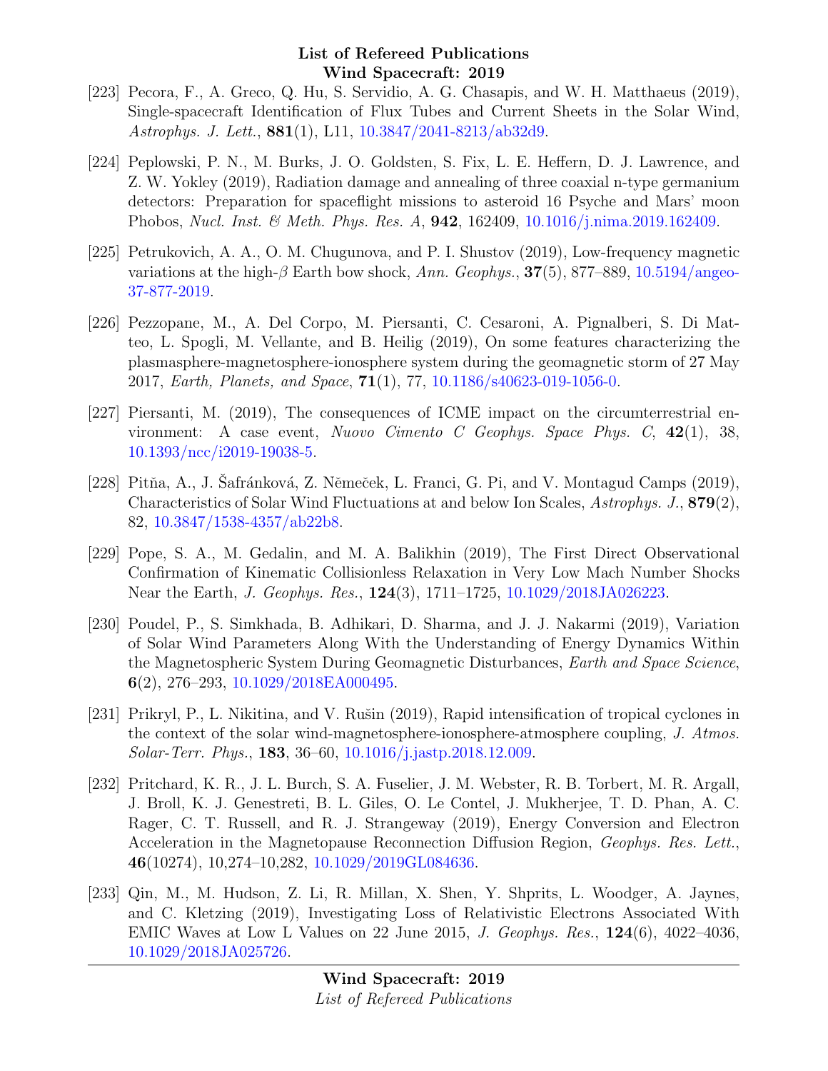[223] Pecora, F., A. Greco, Q. Hu, S. Servidio, A. G. Chasapis, and W. H. Matthaeus (2019), Single-spacecraft Identification of Flux Tubes and Current Sheets in the Solar Wind, *Astrophys. J. Lett.*, **881**(1), L11, 10.3847/2041-8213/ab32d9.

[224] Peplowski, P. N., M. Burks, J. O. Goldsten, S. Fix, L. E. Heffern, D. J. Lawrence, and Z. W. Yokley (2019), Radiation damage and annealing of three coaxial n-type germanium detectors: Preparation for spaceflight missions to asteroid 16 Psyche and Mars' moon Phobos, *Nucl. Inst. & Meth. Phys. Res. A*, **942**, 162409, 10.1016/j.nima.2019.162409.

[225] Petrukovich, A. A., O. M. Chugunova, and P. I. Shustov (2019), Low-frequency magnetic variations at the high-$\beta$ Earth bow shock, *Ann. Geophys.*, **37**(5), 877–889, 10.5194/angeo-37-877-2019.

[226] Pezzopane, M., A. Del Corpo, M. Piersanti, C. Cesaroni, A. Pignalberi, S. Di Matteo, L. Spogli, M. Vellante, and B. Heilig (2019), On some features characterizing the plasmasphere-magnetosphere-ionosphere system during the geomagnetic storm of 27 May 2017, *Earth, Planets, and Space*, **71**(1), 77, 10.1186/s40623-019-1056-0.

[227] Piersanti, M. (2019), The consequences of ICME impact on the circumterrestrial environment: A case event, *Nuovo Cimento C Geophys. Space Phys. C*, **42**(1), 38, 10.1393/ncc/i2019-19038-5.

[228] Pitňa, A., J. Šafránková, Z. Němeček, L. Franci, G. Pi, and V. Montagud Camps (2019), Characteristics of Solar Wind Fluctuations at and below Ion Scales, *Astrophys. J.*, **879**(2), 82, 10.3847/1538-4357/ab22b8.

[229] Pope, S. A., M. Gedalin, and M. A. Balikhin (2019), The First Direct Observational Confirmation of Kinematic Collisionless Relaxation in Very Low Mach Number Shocks Near the Earth, *J. Geophys. Res.*, **124**(3), 1711–1725, 10.1029/2018JA026223.

[230] Poudel, P., S. Simkhada, B. Adhikari, D. Sharma, and J. J. Nakarmi (2019), Variation of Solar Wind Parameters Along With the Understanding of Energy Dynamics Within the Magnetospheric System During Geomagnetic Disturbances, *Earth and Space Science*, **6**(2), 276–293, 10.1029/2018EA000495.

[231] Prikryl, P., L. Nikitina, and V. Rušin (2019), Rapid intensification of tropical cyclones in the context of the solar wind-magnetosphere-ionosphere-atmosphere coupling, *J. Atmos. Solar-Terr. Phys.*, **183**, 36–60, 10.1016/j.jastp.2018.12.009.

[232] Pritchard, K. R., J. L. Burch, S. A. Fuselier, J. M. Webster, R. B. Torbert, M. R. Argall, J. Broll, K. J. Genestreti, B. L. Giles, O. Le Contel, J. Mukherjee, T. D. Phan, A. C. Rager, C. T. Russell, and R. J. Strangeway (2019), Energy Conversion and Electron Acceleration in the Magnetopause Reconnection Diffusion Region, *Geophys. Res. Lett.*, **46**(10274), 10,274–10,282, 10.1029/2019GL084636.

[233] Qin, M., M. Hudson, Z. Li, R. Millan, X. Shen, Y. Shprits, L. Woodger, A. Jaynes, and C. Kletzing (2019), Investigating Loss of Relativistic Electrons Associated With EMIC Waves at Low L Values on 22 June 2015, *J. Geophys. Res.*, **124**(6), 4022–4036, 10.1029/2018JA025726.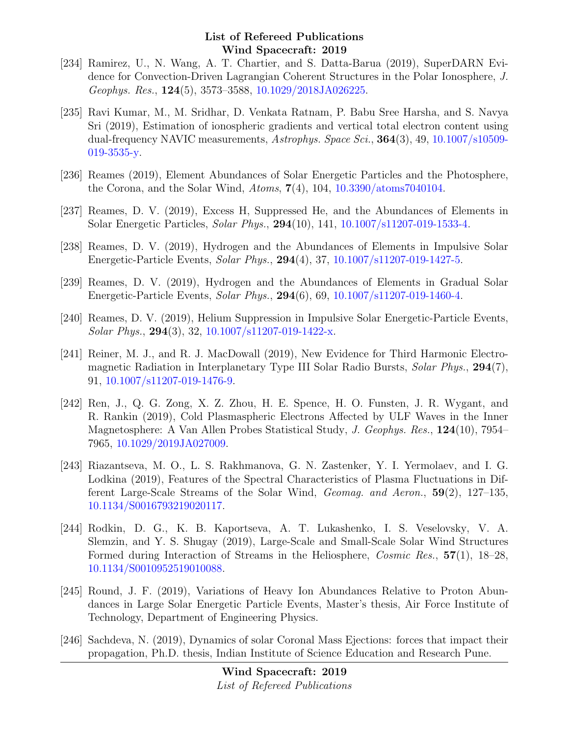[234] Ramirez, U., N. Wang, A. T. Chartier, and S. Datta-Barua (2019), SuperDARN Evidence for Convection-Driven Lagrangian Coherent Structures in the Polar Ionosphere, *J. Geophys. Res.*, **124**(5), 3573–3588, 10.1029/2018JA026225.

[235] Ravi Kumar, M., M. Sridhar, D. Venkata Ratnam, P. Babu Sree Harsha, and S. Navya Sri (2019), Estimation of ionospheric gradients and vertical total electron content using dual-frequency NAVIC measurements, *Astrophys. Space Sci.*, **364**(3), 49, 10.1007/s10509-019-3535-y.

[236] Reames (2019), Element Abundances of Solar Energetic Particles and the Photosphere, the Corona, and the Solar Wind, *Atoms*, **7**(4), 104, 10.3390/atoms7040104.

[237] Reames, D. V. (2019), Excess H, Suppressed He, and the Abundances of Elements in Solar Energetic Particles, *Solar Phys.*, **294**(10), 141, 10.1007/s11207-019-1533-4.

[238] Reames, D. V. (2019), Hydrogen and the Abundances of Elements in Impulsive Solar Energetic-Particle Events, *Solar Phys.*, **294**(4), 37, 10.1007/s11207-019-1427-5.

[239] Reames, D. V. (2019), Hydrogen and the Abundances of Elements in Gradual Solar Energetic-Particle Events, *Solar Phys.*, **294**(6), 69, 10.1007/s11207-019-1460-4.

[240] Reames, D. V. (2019), Helium Suppression in Impulsive Solar Energetic-Particle Events, *Solar Phys.*, **294**(3), 32, 10.1007/s11207-019-1422-x.

[241] Reiner, M. J., and R. J. MacDowall (2019), New Evidence for Third Harmonic Electromagnetic Radiation in Interplanetary Type III Solar Radio Bursts, *Solar Phys.*, **294**(7), 91, 10.1007/s11207-019-1476-9.

[242] Ren, J., Q. G. Zong, X. Z. Zhou, H. E. Spence, H. O. Funsten, J. R. Wygant, and R. Rankin (2019), Cold Plasmaspheric Electrons Affected by ULF Waves in the Inner Magnetosphere: A Van Allen Probes Statistical Study, *J. Geophys. Res.*, **124**(10), 7954–7965, 10.1029/2019JA027009.

[243] Riazantseva, M. O., L. S. Rakhmanova, G. N. Zastenker, Y. I. Yermolaev, and I. G. Lodkina (2019), Features of the Spectral Characteristics of Plasma Fluctuations in Different Large-Scale Streams of the Solar Wind, *Geomag. and Aeron.*, **59**(2), 127–135, 10.1134/S0016793219020117.

[244] Rodkin, D. G., K. B. Kaportseva, A. T. Lukashenko, I. S. Veselovsky, V. A. Slemzin, and Y. S. Shugay (2019), Large-Scale and Small-Scale Solar Wind Structures Formed during Interaction of Streams in the Heliosphere, *Cosmic Res.*, **57**(1), 18–28, 10.1134/S0010952519010088.

[245] Round, J. F. (2019), Variations of Heavy Ion Abundances Relative to Proton Abundances in Large Solar Energetic Particle Events, Master's thesis, Air Force Institute of Technology, Department of Engineering Physics.

[246] Sachdeva, N. (2019), Dynamics of solar Coronal Mass Ejections: forces that impact their propagation, Ph.D. thesis, Indian Institute of Science Education and Research Pune.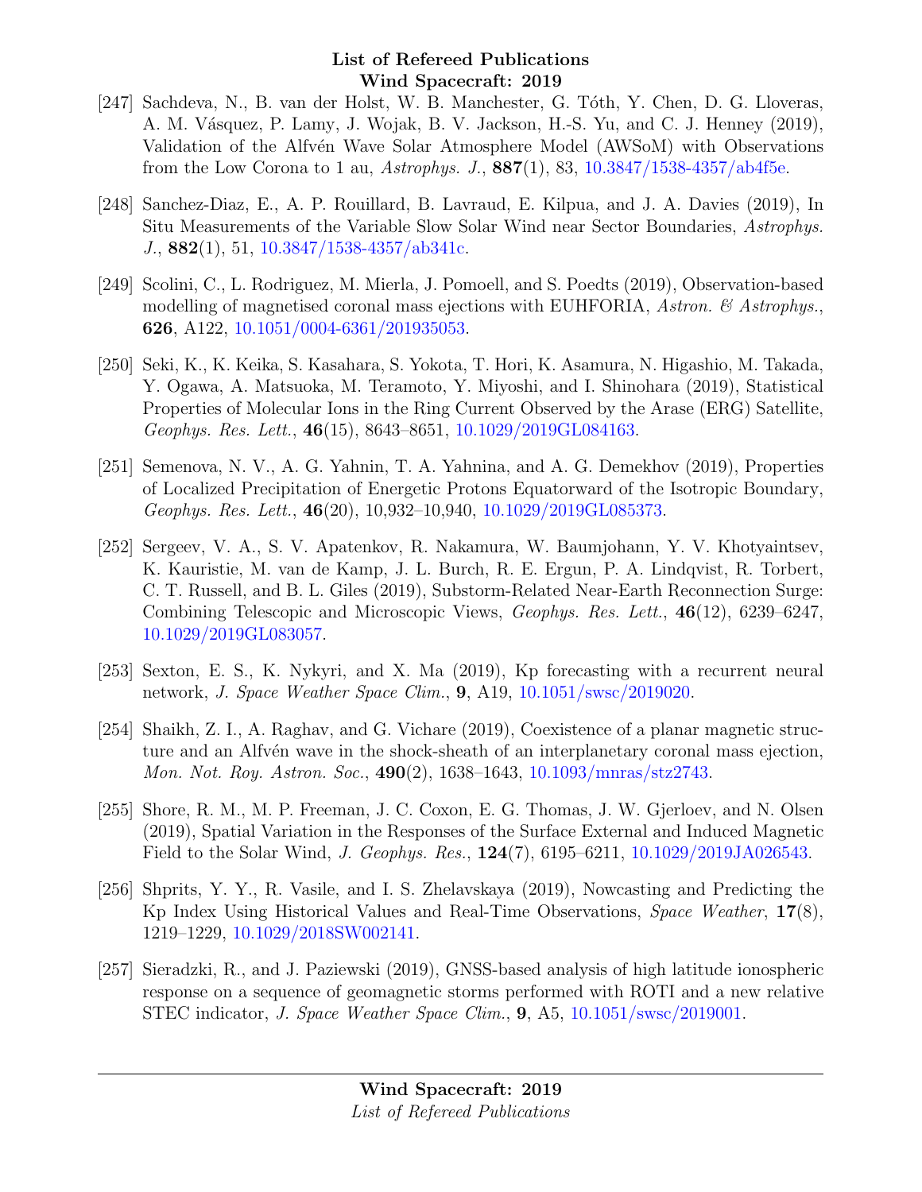[247] Sachdeva, N., B. van der Holst, W. B. Manchester, G. Tóth, Y. Chen, D. G. Lloveras, A. M. Vásquez, P. Lamy, J. Wojak, B. V. Jackson, H.-S. Yu, and C. J. Henney (2019), Validation of the Alfvén Wave Solar Atmosphere Model (AWSoM) with Observations from the Low Corona to 1 au, *Astrophys. J.*, **887**(1), 83, 10.3847/1538-4357/ab4f5e.

[248] Sanchez-Diaz, E., A. P. Rouillard, B. Lavraud, E. Kilpua, and J. A. Davies (2019), In Situ Measurements of the Variable Slow Solar Wind near Sector Boundaries, *Astrophys. J.*, **882**(1), 51, 10.3847/1538-4357/ab341c.

[249] Scolini, C., L. Rodriguez, M. Mierla, J. Pomoell, and S. Poedts (2019), Observation-based modelling of magnetised coronal mass ejections with EUHFORIA, *Astron. & Astrophys.*, **626**, A122, 10.1051/0004-6361/201935053.

[250] Seki, K., K. Keika, S. Kasahara, S. Yokota, T. Hori, K. Asamura, N. Higashio, M. Takada, Y. Ogawa, A. Matsuoka, M. Teramoto, Y. Miyoshi, and I. Shinohara (2019), Statistical Properties of Molecular Ions in the Ring Current Observed by the Arase (ERG) Satellite, *Geophys. Res. Lett.*, **46**(15), 8643–8651, 10.1029/2019GL084163.

[251] Semenova, N. V., A. G. Yahnin, T. A. Yahnina, and A. G. Demekhov (2019), Properties of Localized Precipitation of Energetic Protons Equatorward of the Isotropic Boundary, *Geophys. Res. Lett.*, **46**(20), 10,932–10,940, 10.1029/2019GL085373.

[252] Sergeev, V. A., S. V. Apatenkov, R. Nakamura, W. Baumjohann, Y. V. Khotyaintsev, K. Kauristie, M. van de Kamp, J. L. Burch, R. E. Ergun, P. A. Lindqvist, R. Torbert, C. T. Russell, and B. L. Giles (2019), Substorm-Related Near-Earth Reconnection Surge: Combining Telescopic and Microscopic Views, *Geophys. Res. Lett.*, **46**(12), 6239–6247, 10.1029/2019GL083057.

[253] Sexton, E. S., K. Nykyri, and X. Ma (2019), Kp forecasting with a recurrent neural network, *J. Space Weather Space Clim.*, **9**, A19, 10.1051/swsc/2019020.

[254] Shaikh, Z. I., A. Raghav, and G. Vichare (2019), Coexistence of a planar magnetic structure and an Alfvén wave in the shock-sheath of an interplanetary coronal mass ejection, *Mon. Not. Roy. Astron. Soc.*, **490**(2), 1638–1643, 10.1093/mnras/stz2743.

[255] Shore, R. M., M. P. Freeman, J. C. Coxon, E. G. Thomas, J. W. Gjerloev, and N. Olsen (2019), Spatial Variation in the Responses of the Surface External and Induced Magnetic Field to the Solar Wind, *J. Geophys. Res.*, **124**(7), 6195–6211, 10.1029/2019JA026543.

[256] Shprits, Y. Y., R. Vasile, and I. S. Zhelavskaya (2019), Nowcasting and Predicting the Kp Index Using Historical Values and Real-Time Observations, *Space Weather*, **17**(8), 1219–1229, 10.1029/2018SW002141.

[257] Sieradzki, R., and J. Paziewski (2019), GNSS-based analysis of high latitude ionospheric response on a sequence of geomagnetic storms performed with ROTI and a new relative STEC indicator, *J. Space Weather Space Clim.*, **9**, A5, 10.1051/swsc/2019001.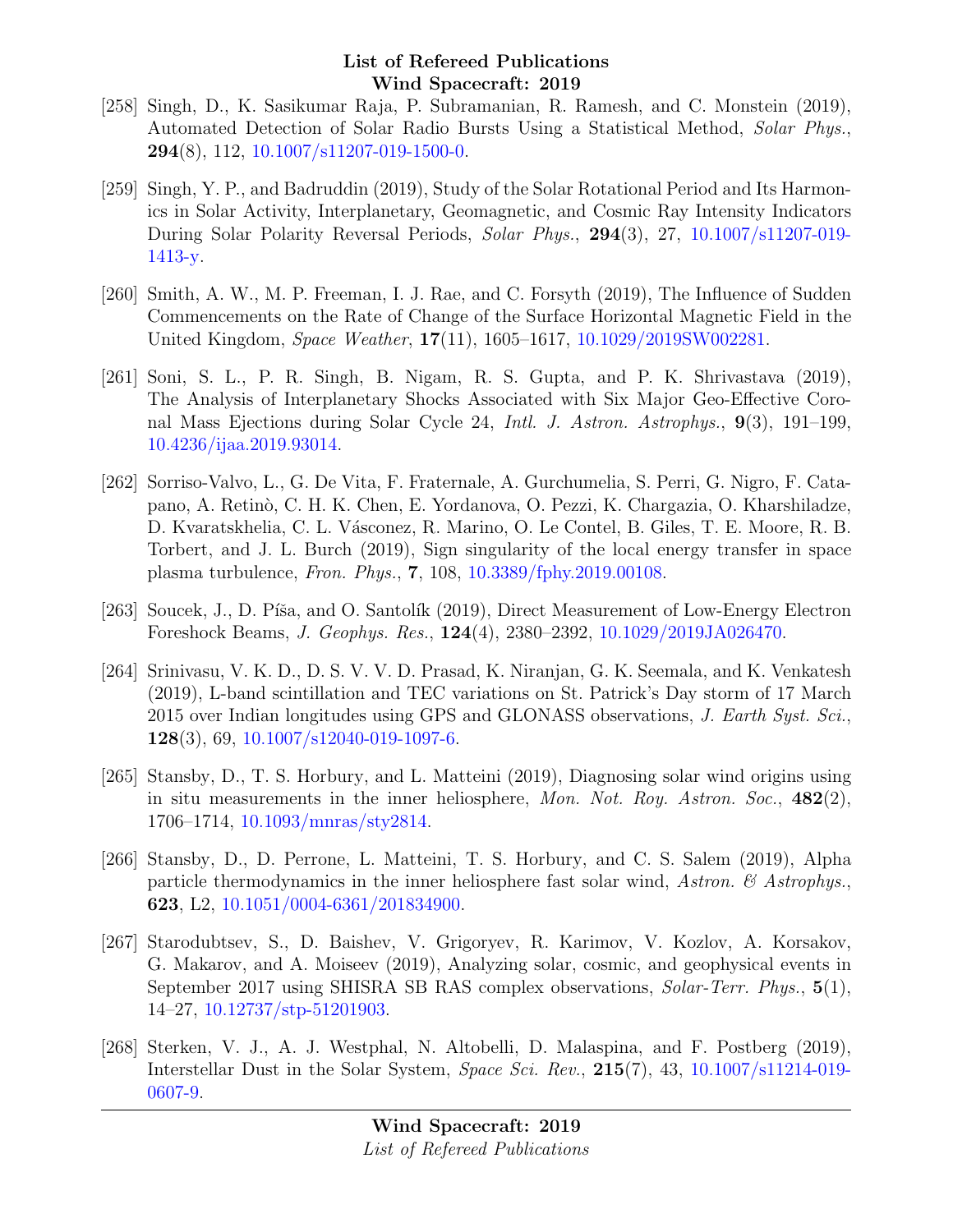[258] Singh, D., K. Sasikumar Raja, P. Subramanian, R. Ramesh, and C. Monstein (2019), Automated Detection of Solar Radio Bursts Using a Statistical Method, *Solar Phys.*, **294**(8), 112, 10.1007/s11207-019-1500-0.

[259] Singh, Y. P., and Badruddin (2019), Study of the Solar Rotational Period and Its Harmonics in Solar Activity, Interplanetary, Geomagnetic, and Cosmic Ray Intensity Indicators During Solar Polarity Reversal Periods, *Solar Phys.*, **294**(3), 27, 10.1007/s11207-019-1413-y.

[260] Smith, A. W., M. P. Freeman, I. J. Rae, and C. Forsyth (2019), The Influence of Sudden Commencements on the Rate of Change of the Surface Horizontal Magnetic Field in the United Kingdom, *Space Weather*, **17**(11), 1605–1617, 10.1029/2019SW002281.

[261] Soni, S. L., P. R. Singh, B. Nigam, R. S. Gupta, and P. K. Shrivastava (2019), The Analysis of Interplanetary Shocks Associated with Six Major Geo-Effective Coronal Mass Ejections during Solar Cycle 24, *Intl. J. Astron. Astrophys.*, **9**(3), 191–199, 10.4236/ijaa.2019.93014.

[262] Sorriso-Valvo, L., G. De Vita, F. Fraternale, A. Gurchumelia, S. Perri, G. Nigro, F. Catapano, A. Retinò, C. H. K. Chen, E. Yordanova, O. Pezzi, K. Chargazia, O. Kharshiladze, D. Kvaratskhelia, C. L. Vásconez, R. Marino, O. Le Contel, B. Giles, T. E. Moore, R. B. Torbert, and J. L. Burch (2019), Sign singularity of the local energy transfer in space plasma turbulence, *Fron. Phys.*, **7**, 108, 10.3389/fphy.2019.00108.

[263] Soucek, J., D. Píša, and O. Santolík (2019), Direct Measurement of Low-Energy Electron Foreshock Beams, *J. Geophys. Res.*, **124**(4), 2380–2392, 10.1029/2019JA026470.

[264] Srinivasu, V. K. D., D. S. V. V. D. Prasad, K. Niranjan, G. K. Seemala, and K. Venkatesh (2019), L-band scintillation and TEC variations on St. Patrick's Day storm of 17 March 2015 over Indian longitudes using GPS and GLONASS observations, *J. Earth Syst. Sci.*, **128**(3), 69, 10.1007/s12040-019-1097-6.

[265] Stansby, D., T. S. Horbury, and L. Matteini (2019), Diagnosing solar wind origins using in situ measurements in the inner heliosphere, *Mon. Not. Roy. Astron. Soc.*, **482**(2), 1706–1714, 10.1093/mnras/sty2814.

[266] Stansby, D., D. Perrone, L. Matteini, T. S. Horbury, and C. S. Salem (2019), Alpha particle thermodynamics in the inner heliosphere fast solar wind, *Astron. & Astrophys.*, **623**, L2, 10.1051/0004-6361/201834900.

[267] Starodubtsev, S., D. Baishev, V. Grigoryev, R. Karimov, V. Kozlov, A. Korsakov, G. Makarov, and A. Moiseev (2019), Analyzing solar, cosmic, and geophysical events in September 2017 using SHISRA SB RAS complex observations, *Solar-Terr. Phys.*, **5**(1), 14–27, 10.12737/stp-51201903.

[268] Sterken, V. J., A. J. Westphal, N. Altobelli, D. Malaspina, and F. Postberg (2019), Interstellar Dust in the Solar System, *Space Sci. Rev.*, **215**(7), 43, 10.1007/s11214-019-0607-9.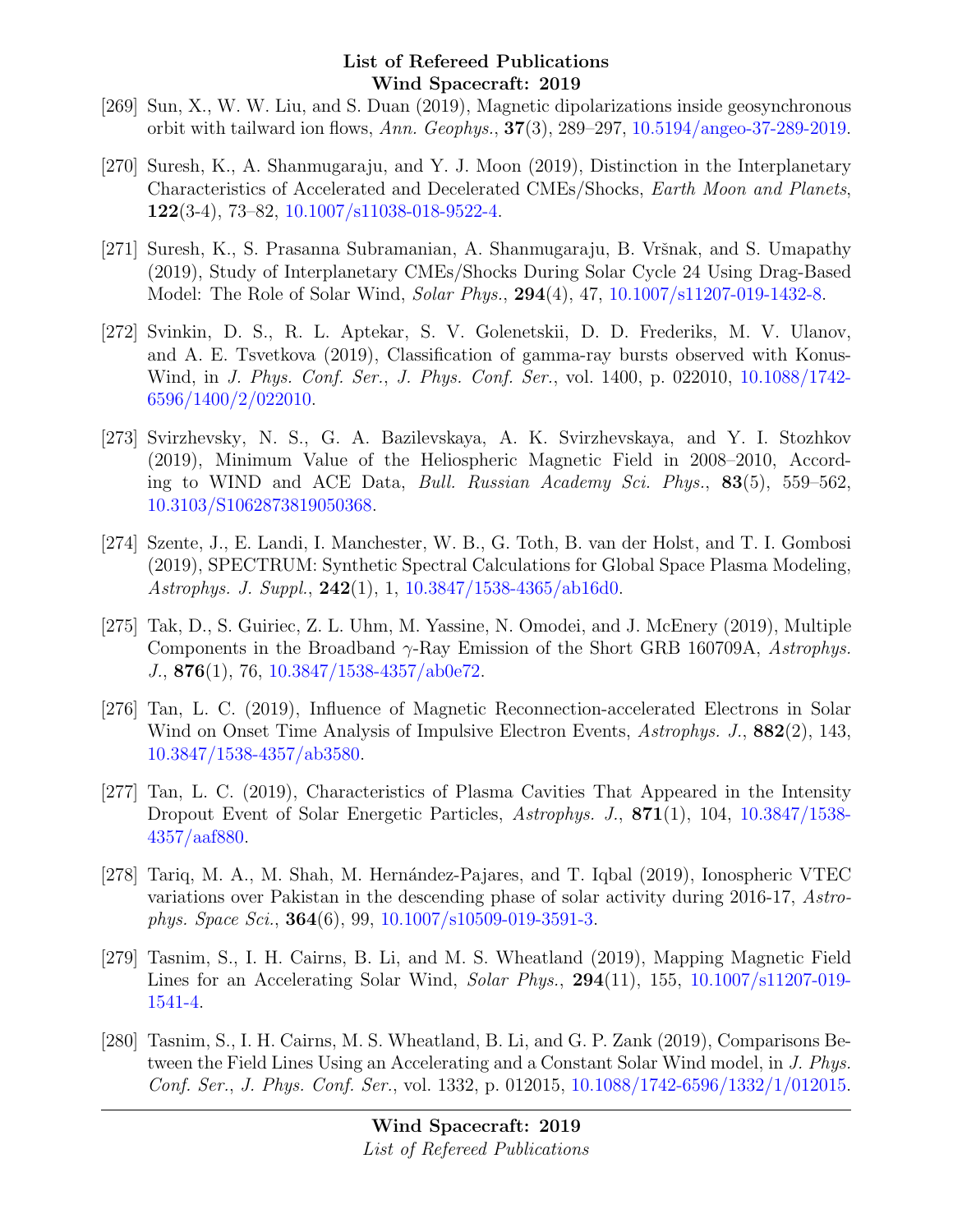[269] Sun, X., W. W. Liu, and S. Duan (2019), Magnetic dipolarizations inside geosynchronous orbit with tailward ion flows, *Ann. Geophys.*, **37**(3), 289–297, 10.5194/angeo-37-289-2019.

[270] Suresh, K., A. Shanmugaraju, and Y. J. Moon (2019), Distinction in the Interplanetary Characteristics of Accelerated and Decelerated CMEs/Shocks, *Earth Moon and Planets*, **122**(3-4), 73–82, 10.1007/s11038-018-9522-4.

[271] Suresh, K., S. Prasanna Subramanian, A. Shanmugaraju, B. Vršnak, and S. Umapathy (2019), Study of Interplanetary CMEs/Shocks During Solar Cycle 24 Using Drag-Based Model: The Role of Solar Wind, *Solar Phys.*, **294**(4), 47, 10.1007/s11207-019-1432-8.

[272] Svinkin, D. S., R. L. Aptekar, S. V. Golenetskii, D. D. Frederiks, M. V. Ulanov, and A. E. Tsvetkova (2019), Classification of gamma-ray bursts observed with Konus-Wind, in *J. Phys. Conf. Ser.*, *J. Phys. Conf. Ser.*, vol. 1400, p. 022010, 10.1088/1742-6596/1400/2/022010.

[273] Svirzhevsky, N. S., G. A. Bazilevskaya, A. K. Svirzhevskaya, and Y. I. Stozhkov (2019), Minimum Value of the Heliospheric Magnetic Field in 2008–2010, According to WIND and ACE Data, *Bull. Russian Academy Sci. Phys.*, **83**(5), 559–562, 10.3103/S1062873819050368.

[274] Szente, J., E. Landi, I. Manchester, W. B., G. Toth, B. van der Holst, and T. I. Gombosi (2019), SPECTRUM: Synthetic Spectral Calculations for Global Space Plasma Modeling, *Astrophys. J. Suppl.*, **242**(1), 1, 10.3847/1538-4365/ab16d0.

[275] Tak, D., S. Guiriec, Z. L. Uhm, M. Yassine, N. Omodei, and J. McEnery (2019), Multiple Components in the Broadband $\gamma$-Ray Emission of the Short GRB 160709A, *Astrophys. J.*, **876**(1), 76, 10.3847/1538-4357/ab0e72.

[276] Tan, L. C. (2019), Influence of Magnetic Reconnection-accelerated Electrons in Solar Wind on Onset Time Analysis of Impulsive Electron Events, *Astrophys. J.*, **882**(2), 143, 10.3847/1538-4357/ab3580.

[277] Tan, L. C. (2019), Characteristics of Plasma Cavities That Appeared in the Intensity Dropout Event of Solar Energetic Particles, *Astrophys. J.*, **871**(1), 104, 10.3847/1538-4357/aaf880.

[278] Tariq, M. A., M. Shah, M. Hernández-Pajares, and T. Iqbal (2019), Ionospheric VTEC variations over Pakistan in the descending phase of solar activity during 2016-17, *Astrophys. Space Sci.*, **364**(6), 99, 10.1007/s10509-019-3591-3.

[279] Tasnim, S., I. H. Cairns, B. Li, and M. S. Wheatland (2019), Mapping Magnetic Field Lines for an Accelerating Solar Wind, *Solar Phys.*, **294**(11), 155, 10.1007/s11207-019-1541-4.

[280] Tasnim, S., I. H. Cairns, M. S. Wheatland, B. Li, and G. P. Zank (2019), Comparisons Between the Field Lines Using an Accelerating and a Constant Solar Wind model, in *J. Phys. Conf. Ser.*, *J. Phys. Conf. Ser.*, vol. 1332, p. 012015, 10.1088/1742-6596/1332/1/012015.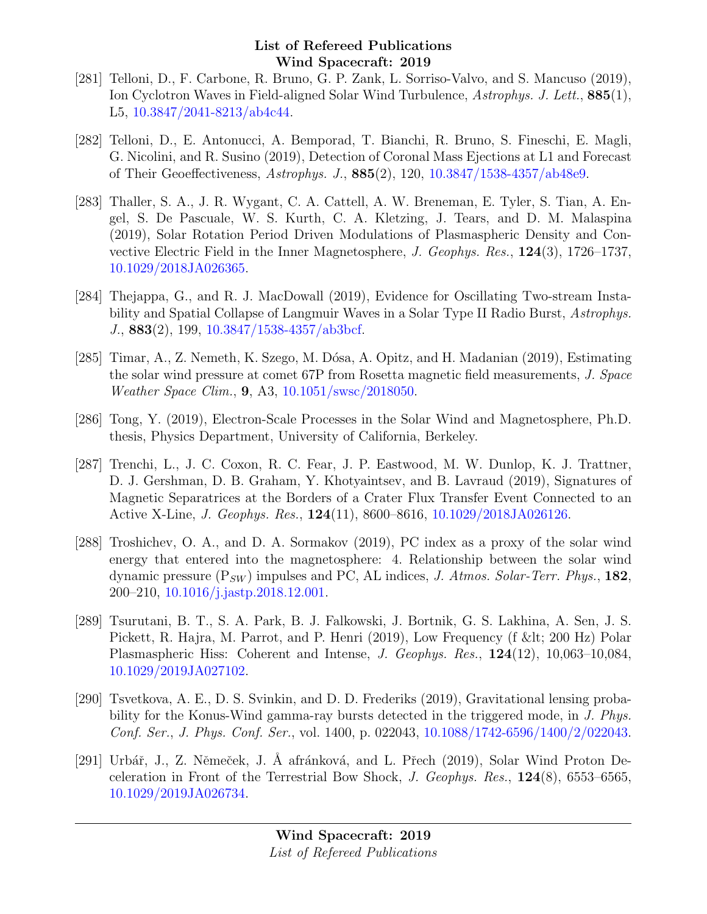[281] Telloni, D., F. Carbone, R. Bruno, G. P. Zank, L. Sorriso-Valvo, and S. Mancuso (2019), Ion Cyclotron Waves in Field-aligned Solar Wind Turbulence, *Astrophys. J. Lett.*, **885**(1), L5, 10.3847/2041-8213/ab4c44.

[282] Telloni, D., E. Antonucci, A. Bemporad, T. Bianchi, R. Bruno, S. Fineschi, E. Magli, G. Nicolini, and R. Susino (2019), Detection of Coronal Mass Ejections at L1 and Forecast of Their Geoeffectiveness, *Astrophys. J.*, **885**(2), 120, 10.3847/1538-4357/ab48e9.

[283] Thaller, S. A., J. R. Wygant, C. A. Cattell, A. W. Breneman, E. Tyler, S. Tian, A. Engel, S. De Pascuale, W. S. Kurth, C. A. Kletzing, J. Tears, and D. M. Malaspina (2019), Solar Rotation Period Driven Modulations of Plasmaspheric Density and Convective Electric Field in the Inner Magnetosphere, *J. Geophys. Res.*, **124**(3), 1726–1737, 10.1029/2018JA026365.

[284] Thejappa, G., and R. J. MacDowall (2019), Evidence for Oscillating Two-stream Instability and Spatial Collapse of Langmuir Waves in a Solar Type II Radio Burst, *Astrophys. J.*, **883**(2), 199, 10.3847/1538-4357/ab3bcf.

[285] Timar, A., Z. Nemeth, K. Szego, M. Dósa, A. Opitz, and H. Madanian (2019), Estimating the solar wind pressure at comet 67P from Rosetta magnetic field measurements, *J. Space Weather Space Clim.*, **9**, A3, 10.1051/swsc/2018050.

[286] Tong, Y. (2019), Electron-Scale Processes in the Solar Wind and Magnetosphere, Ph.D. thesis, Physics Department, University of California, Berkeley.

[287] Trenchi, L., J. C. Coxon, R. C. Fear, J. P. Eastwood, M. W. Dunlop, K. J. Trattner, D. J. Gershman, D. B. Graham, Y. Khotyaintsev, and B. Lavraud (2019), Signatures of Magnetic Separatrices at the Borders of a Crater Flux Transfer Event Connected to an Active X-Line, *J. Geophys. Res.*, **124**(11), 8600–8616, 10.1029/2018JA026126.

[288] Troshichev, O. A., and D. A. Sormakov (2019), PC index as a proxy of the solar wind energy that entered into the magnetosphere: 4. Relationship between the solar wind dynamic pressure ($P_{SW}$) impulses and PC, AL indices, *J. Atmos. Solar-Terr. Phys.*, **182**, 200–210, 10.1016/j.jastp.2018.12.001.

[289] Tsurutani, B. T., S. A. Park, B. J. Falkowski, J. Bortnik, G. S. Lakhina, A. Sen, J. S. Pickett, R. Hajra, M. Parrot, and P. Henri (2019), Low Frequency (f &lt; 200 Hz) Polar Plasmaspheric Hiss: Coherent and Intense, *J. Geophys. Res.*, **124**(12), 10,063–10,084, 10.1029/2019JA027102.

[290] Tsvetkova, A. E., D. S. Svinkin, and D. D. Frederiks (2019), Gravitational lensing probability for the Konus-Wind gamma-ray bursts detected in the triggered mode, in *J. Phys. Conf. Ser.*, *J. Phys. Conf. Ser.*, vol. 1400, p. 022043, 10.1088/1742-6596/1400/2/022043.

[291] Urbář, J., Z. Němeček, J. Å afránková, and L. Přech (2019), Solar Wind Proton Deceleration in Front of the Terrestrial Bow Shock, *J. Geophys. Res.*, **124**(8), 6553–6565, 10.1029/2019JA026734.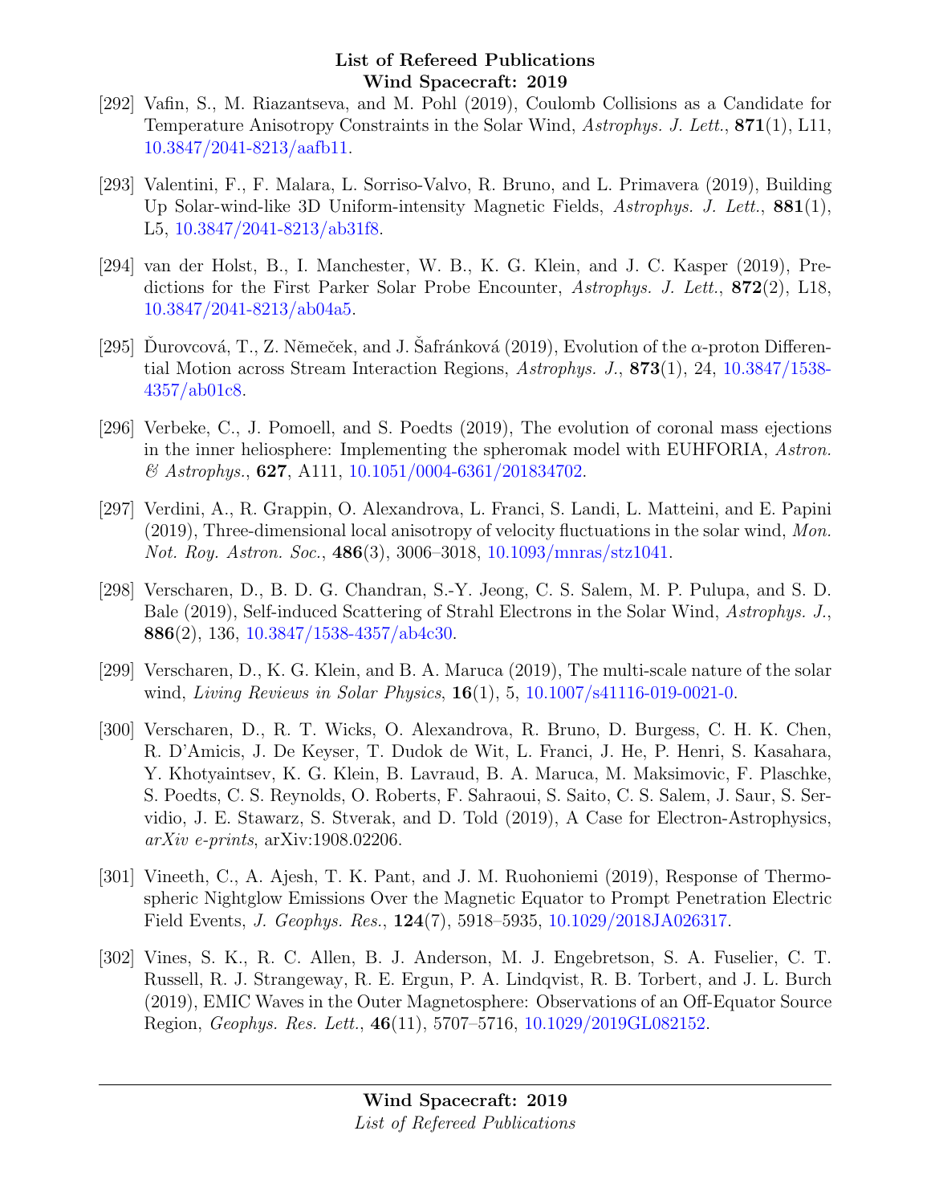[292] Vafin, S., M. Riazantseva, and M. Pohl (2019), Coulomb Collisions as a Candidate for Temperature Anisotropy Constraints in the Solar Wind, *Astrophys. J. Lett.*, **871**(1), L11, 10.3847/2041-8213/aafb11.

[293] Valentini, F., F. Malara, L. Sorriso-Valvo, R. Bruno, and L. Primavera (2019), Building Up Solar-wind-like 3D Uniform-intensity Magnetic Fields, *Astrophys. J. Lett.*, **881**(1), L5, 10.3847/2041-8213/ab31f8.

[294] van der Holst, B., I. Manchester, W. B., K. G. Klein, and J. C. Kasper (2019), Predictions for the First Parker Solar Probe Encounter, *Astrophys. J. Lett.*, **872**(2), L18, 10.3847/2041-8213/ab04a5.

[295] Ďurovcová, T., Z. Němeček, and J. Šafránková (2019), Evolution of the $\alpha$-proton Differential Motion across Stream Interaction Regions, *Astrophys. J.*, **873**(1), 24, 10.3847/1538-4357/ab01c8.

[296] Verbeke, C., J. Pomoell, and S. Poedts (2019), The evolution of coronal mass ejections in the inner heliosphere: Implementing the spheromak model with EUHFORIA, *Astron. & Astrophys.*, **627**, A111, 10.1051/0004-6361/201834702.

[297] Verdini, A., R. Grappin, O. Alexandrova, L. Franci, S. Landi, L. Matteini, and E. Papini (2019), Three-dimensional local anisotropy of velocity fluctuations in the solar wind, *Mon. Not. Roy. Astron. Soc.*, **486**(3), 3006–3018, 10.1093/mnras/stz1041.

[298] Verscharen, D., B. D. G. Chandran, S.-Y. Jeong, C. S. Salem, M. P. Pulupa, and S. D. Bale (2019), Self-induced Scattering of Strahl Electrons in the Solar Wind, *Astrophys. J.*, **886**(2), 136, 10.3847/1538-4357/ab4c30.

[299] Verscharen, D., K. G. Klein, and B. A. Maruca (2019), The multi-scale nature of the solar wind, *Living Reviews in Solar Physics*, **16**(1), 5, 10.1007/s41116-019-0021-0.

[300] Verscharen, D., R. T. Wicks, O. Alexandrova, R. Bruno, D. Burgess, C. H. K. Chen, R. D'Amicis, J. De Keyser, T. Dudok de Wit, L. Franci, J. He, P. Henri, S. Kasahara, Y. Khotyaintsev, K. G. Klein, B. Lavraud, B. A. Maruca, M. Maksimovic, F. Plaschke, S. Poedts, C. S. Reynolds, O. Roberts, F. Sahraoui, S. Saito, C. S. Salem, J. Saur, S. Servidio, J. E. Stawarz, S. Stverak, and D. Told (2019), A Case for Electron-Astrophysics, *arXiv e-prints*, arXiv:1908.02206.

[301] Vineeth, C., A. Ajesh, T. K. Pant, and J. M. Ruohoniemi (2019), Response of Thermospheric Nightglow Emissions Over the Magnetic Equator to Prompt Penetration Electric Field Events, *J. Geophys. Res.*, **124**(7), 5918–5935, 10.1029/2018JA026317.

[302] Vines, S. K., R. C. Allen, B. J. Anderson, M. J. Engebretson, S. A. Fuselier, C. T. Russell, R. J. Strangeway, R. E. Ergun, P. A. Lindqvist, R. B. Torbert, and J. L. Burch (2019), EMIC Waves in the Outer Magnetosphere: Observations of an Off-Equator Source Region, *Geophys. Res. Lett.*, **46**(11), 5707–5716, 10.1029/2019GL082152.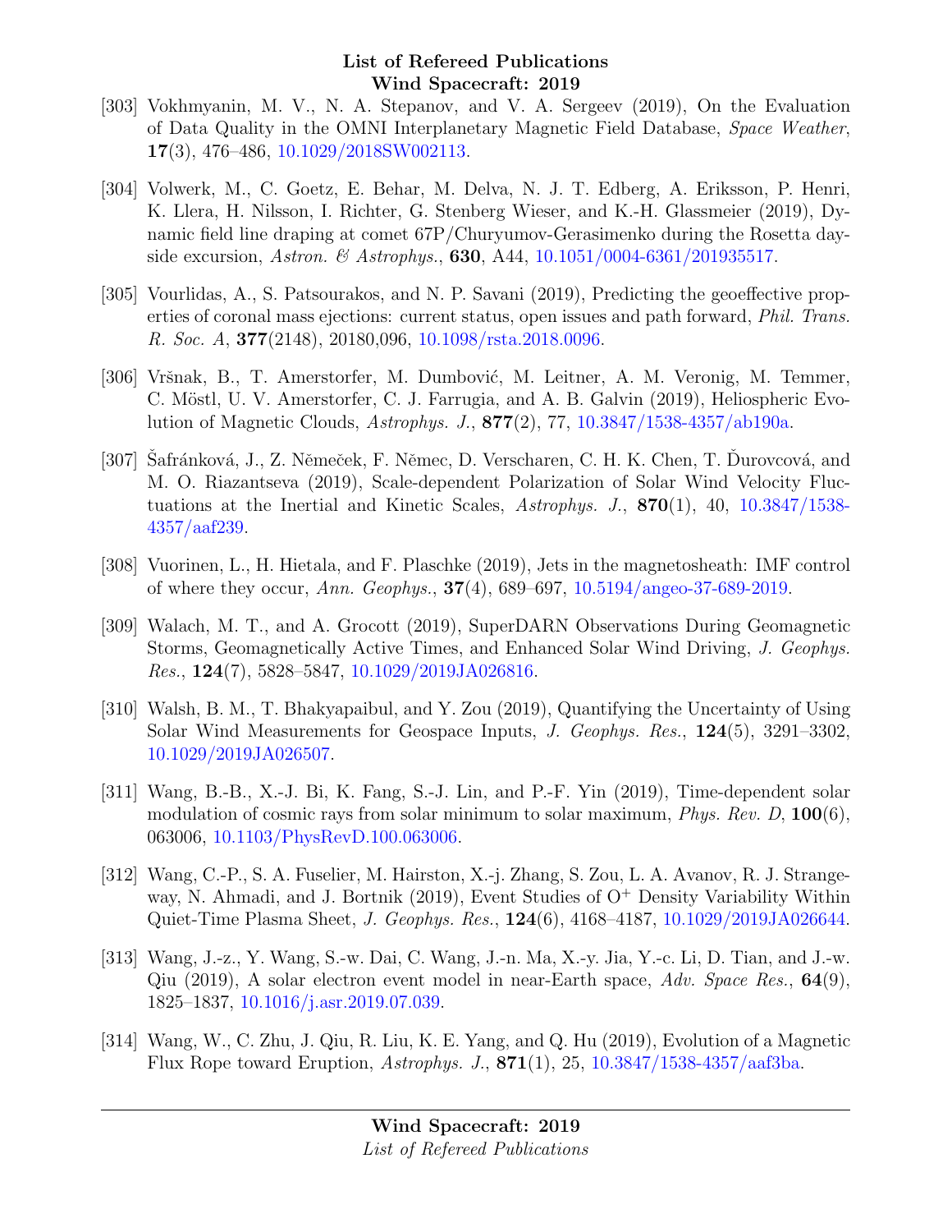[303] Vokhmyanin, M. V., N. A. Stepanov, and V. A. Sergeev (2019), On the Evaluation of Data Quality in the OMNI Interplanetary Magnetic Field Database, *Space Weather*, **17**(3), 476–486, 10.1029/2018SW002113.

[304] Volwerk, M., C. Goetz, E. Behar, M. Delva, N. J. T. Edberg, A. Eriksson, P. Henri, K. Llera, H. Nilsson, I. Richter, G. Stenberg Wieser, and K.-H. Glassmeier (2019), Dynamic field line draping at comet 67P/Churyumov-Gerasimenko during the Rosetta dayside excursion, *Astron. & Astrophys.*, **630**, A44, 10.1051/0004-6361/201935517.

[305] Vourlidas, A., S. Patsourakos, and N. P. Savani (2019), Predicting the geoeffective properties of coronal mass ejections: current status, open issues and path forward, *Phil. Trans. R. Soc. A*, **377**(2148), 20180,096, 10.1098/rsta.2018.0096.

[306] Vršnak, B., T. Amerstorfer, M. Dumbović, M. Leitner, A. M. Veronig, M. Temmer, C. Möstl, U. V. Amerstorfer, C. J. Farrugia, and A. B. Galvin (2019), Heliospheric Evolution of Magnetic Clouds, *Astrophys. J.*, **877**(2), 77, 10.3847/1538-4357/ab190a.

[307] Šafránková, J., Z. Němeček, F. Němec, D. Verscharen, C. H. K. Chen, T. Ďurovcová, and M. O. Riazantseva (2019), Scale-dependent Polarization of Solar Wind Velocity Fluctuations at the Inertial and Kinetic Scales, *Astrophys. J.*, **870**(1), 40, 10.3847/1538-4357/aaf239.

[308] Vuorinen, L., H. Hietala, and F. Plaschke (2019), Jets in the magnetosheath: IMF control of where they occur, *Ann. Geophys.*, **37**(4), 689–697, 10.5194/angeo-37-689-2019.

[309] Walach, M. T., and A. Grocott (2019), SuperDARN Observations During Geomagnetic Storms, Geomagnetically Active Times, and Enhanced Solar Wind Driving, *J. Geophys. Res.*, **124**(7), 5828–5847, 10.1029/2019JA026816.

[310] Walsh, B. M., T. Bhakyapaibul, and Y. Zou (2019), Quantifying the Uncertainty of Using Solar Wind Measurements for Geospace Inputs, *J. Geophys. Res.*, **124**(5), 3291–3302, 10.1029/2019JA026507.

[311] Wang, B.-B., X.-J. Bi, K. Fang, S.-J. Lin, and P.-F. Yin (2019), Time-dependent solar modulation of cosmic rays from solar minimum to solar maximum, *Phys. Rev. D*, **100**(6), 063006, 10.1103/PhysRevD.100.063006.

[312] Wang, C.-P., S. A. Fuselier, M. Hairston, X.-j. Zhang, S. Zou, L. A. Avanov, R. J. Strangeway, N. Ahmadi, and J. Bortnik (2019), Event Studies of $O^+$ Density Variability Within Quiet-Time Plasma Sheet, *J. Geophys. Res.*, **124**(6), 4168–4187, 10.1029/2019JA026644.

[313] Wang, J.-z., Y. Wang, S.-w. Dai, C. Wang, J.-n. Ma, X.-y. Jia, Y.-c. Li, D. Tian, and J.-w. Qiu (2019), A solar electron event model in near-Earth space, *Adv. Space Res.*, **64**(9), 1825–1837, 10.1016/j.asr.2019.07.039.

[314] Wang, W., C. Zhu, J. Qiu, R. Liu, K. E. Yang, and Q. Hu (2019), Evolution of a Magnetic Flux Rope toward Eruption, *Astrophys. J.*, **871**(1), 25, 10.3847/1538-4357/aaf3ba.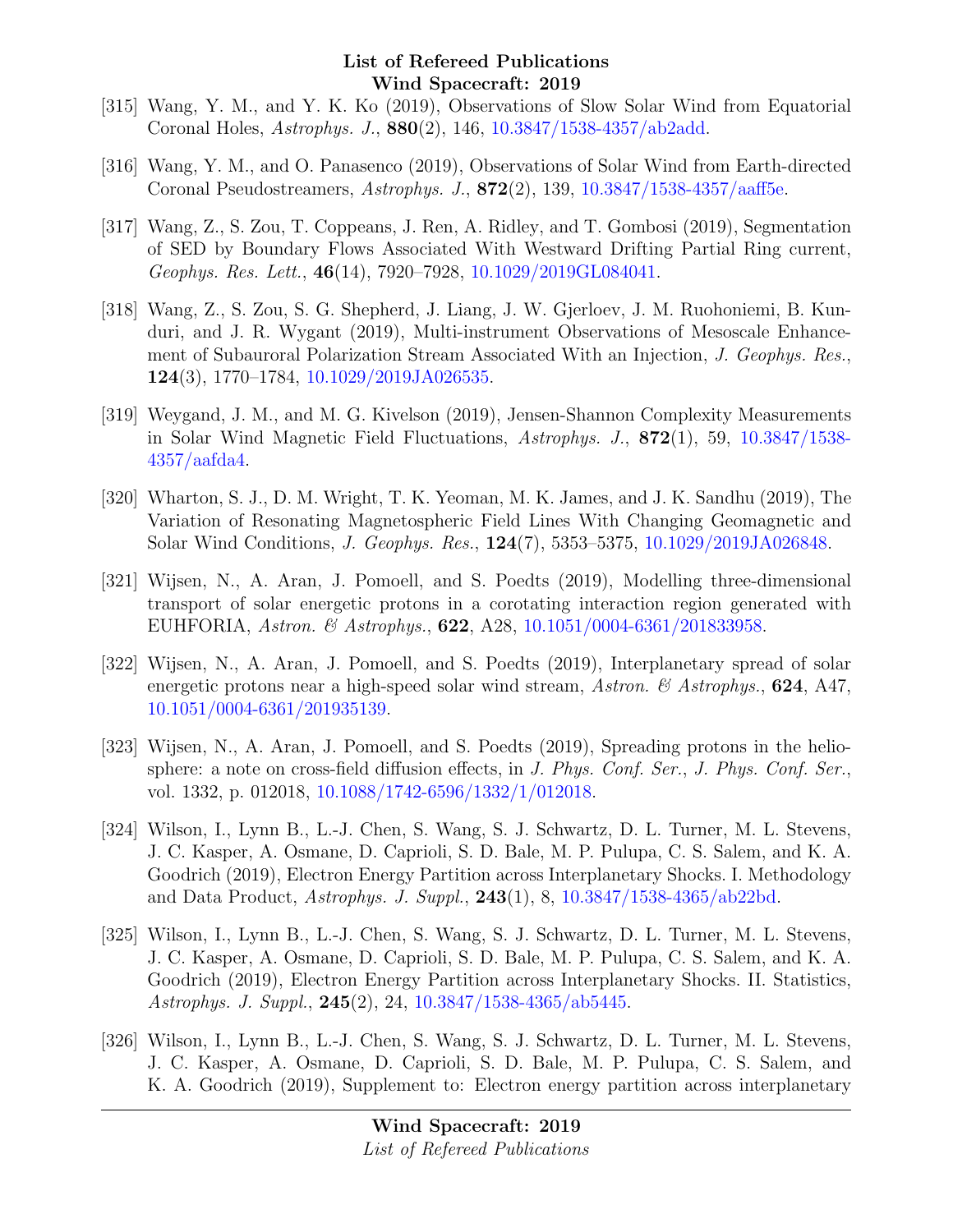[315] Wang, Y. M., and Y. K. Ko (2019), Observations of Slow Solar Wind from Equatorial Coronal Holes, *Astrophys. J.*, **880**(2), 146, 10.3847/1538-4357/ab2add.

[316] Wang, Y. M., and O. Panasenco (2019), Observations of Solar Wind from Earth-directed Coronal Pseudostreamers, *Astrophys. J.*, **872**(2), 139, 10.3847/1538-4357/aaff5e.

[317] Wang, Z., S. Zou, T. Coppeans, J. Ren, A. Ridley, and T. Gombosi (2019), Segmentation of SED by Boundary Flows Associated With Westward Drifting Partial Ring current, *Geophys. Res. Lett.*, **46**(14), 7920–7928, 10.1029/2019GL084041.

[318] Wang, Z., S. Zou, S. G. Shepherd, J. Liang, J. W. Gjerloev, J. M. Ruohoniemi, B. Kunduri, and J. R. Wygant (2019), Multi-instrument Observations of Mesoscale Enhancement of Subauroral Polarization Stream Associated With an Injection, *J. Geophys. Res.*, **124**(3), 1770–1784, 10.1029/2019JA026535.

[319] Weygand, J. M., and M. G. Kivelson (2019), Jensen-Shannon Complexity Measurements in Solar Wind Magnetic Field Fluctuations, *Astrophys. J.*, **872**(1), 59, 10.3847/1538-4357/aafda4.

[320] Wharton, S. J., D. M. Wright, T. K. Yeoman, M. K. James, and J. K. Sandhu (2019), The Variation of Resonating Magnetospheric Field Lines With Changing Geomagnetic and Solar Wind Conditions, *J. Geophys. Res.*, **124**(7), 5353–5375, 10.1029/2019JA026848.

[321] Wijsen, N., A. Aran, J. Pomoell, and S. Poedts (2019), Modelling three-dimensional transport of solar energetic protons in a corotating interaction region generated with EUHFORIA, *Astron. & Astrophys.*, **622**, A28, 10.1051/0004-6361/201833958.

[322] Wijsen, N., A. Aran, J. Pomoell, and S. Poedts (2019), Interplanetary spread of solar energetic protons near a high-speed solar wind stream, *Astron. & Astrophys.*, **624**, A47, 10.1051/0004-6361/201935139.

[323] Wijsen, N., A. Aran, J. Pomoell, and S. Poedts (2019), Spreading protons in the heliosphere: a note on cross-field diffusion effects, in *J. Phys. Conf. Ser.*, *J. Phys. Conf. Ser.*, vol. 1332, p. 012018, 10.1088/1742-6596/1332/1/012018.

[324] Wilson, I., Lynn B., L.-J. Chen, S. Wang, S. J. Schwartz, D. L. Turner, M. L. Stevens, J. C. Kasper, A. Osmane, D. Caprioli, S. D. Bale, M. P. Pulupa, C. S. Salem, and K. A. Goodrich (2019), Electron Energy Partition across Interplanetary Shocks. I. Methodology and Data Product, *Astrophys. J. Suppl.*, **243**(1), 8, 10.3847/1538-4365/ab22bd.

[325] Wilson, I., Lynn B., L.-J. Chen, S. Wang, S. J. Schwartz, D. L. Turner, M. L. Stevens, J. C. Kasper, A. Osmane, D. Caprioli, S. D. Bale, M. P. Pulupa, C. S. Salem, and K. A. Goodrich (2019), Electron Energy Partition across Interplanetary Shocks. II. Statistics, *Astrophys. J. Suppl.*, **245**(2), 24, 10.3847/1538-4365/ab5445.

[326] Wilson, I., Lynn B., L.-J. Chen, S. Wang, S. J. Schwartz, D. L. Turner, M. L. Stevens, J. C. Kasper, A. Osmane, D. Caprioli, S. D. Bale, M. P. Pulupa, C. S. Salem, and K. A. Goodrich (2019), Supplement to: Electron energy partition across interplanetary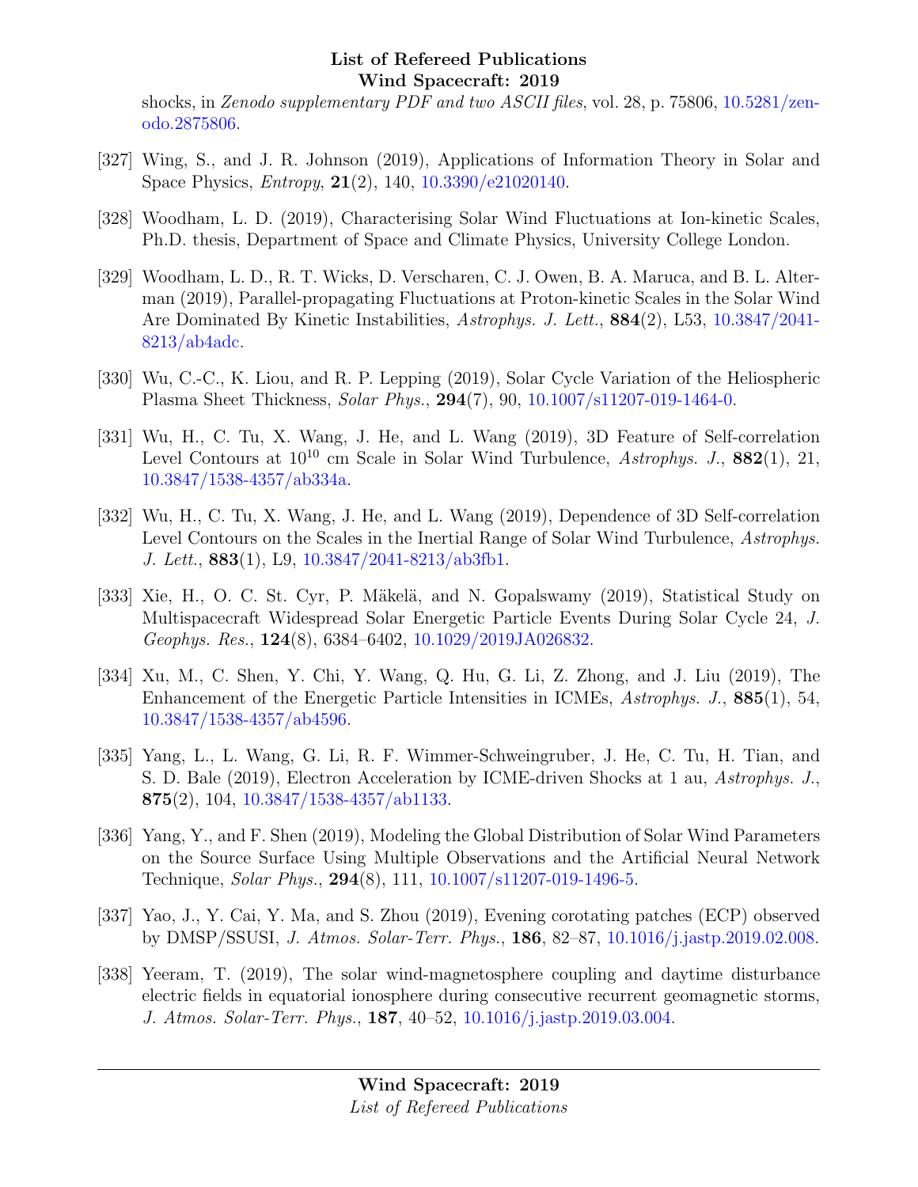shocks, in *Zenodo supplementary PDF and two ASCII files*, vol. 28, p. 75806, 10.5281/zenodo.2875806.

[327] Wing, S., and J. R. Johnson (2019), Applications of Information Theory in Solar and Space Physics, *Entropy*, **21**(2), 140, 10.3390/e21020140.

[328] Woodham, L. D. (2019), Characterising Solar Wind Fluctuations at Ion-kinetic Scales, Ph.D. thesis, Department of Space and Climate Physics, University College London.

[329] Woodham, L. D., R. T. Wicks, D. Verscharen, C. J. Owen, B. A. Maruca, and B. L. Alterman (2019), Parallel-propagating Fluctuations at Proton-kinetic Scales in the Solar Wind Are Dominated By Kinetic Instabilities, *Astrophys. J. Lett.*, **884**(2), L53, 10.3847/2041-8213/ab4adc.

[330] Wu, C.-C., K. Liou, and R. P. Lepping (2019), Solar Cycle Variation of the Heliospheric Plasma Sheet Thickness, *Solar Phys.*, **294**(7), 90, 10.1007/s11207-019-1464-0.

[331] Wu, H., C. Tu, X. Wang, J. He, and L. Wang (2019), 3D Feature of Self-correlation Level Contours at $10^{10}$ cm Scale in Solar Wind Turbulence, *Astrophys. J.*, **882**(1), 21, 10.3847/1538-4357/ab334a.

[332] Wu, H., C. Tu, X. Wang, J. He, and L. Wang (2019), Dependence of 3D Self-correlation Level Contours on the Scales in the Inertial Range of Solar Wind Turbulence, *Astrophys. J. Lett.*, **883**(1), L9, 10.3847/2041-8213/ab3fb1.

[333] Xie, H., O. C. St. Cyr, P. Mäkelä, and N. Gopalswamy (2019), Statistical Study on Multispacecraft Widespread Solar Energetic Particle Events During Solar Cycle 24, *J. Geophys. Res.*, **124**(8), 6384–6402, 10.1029/2019JA026832.

[334] Xu, M., C. Shen, Y. Chi, Y. Wang, Q. Hu, G. Li, Z. Zhong, and J. Liu (2019), The Enhancement of the Energetic Particle Intensities in ICMEs, *Astrophys. J.*, **885**(1), 54, 10.3847/1538-4357/ab4596.

[335] Yang, L., L. Wang, G. Li, R. F. Wimmer-Schweingruber, J. He, C. Tu, H. Tian, and S. D. Bale (2019), Electron Acceleration by ICME-driven Shocks at 1 au, *Astrophys. J.*, **875**(2), 104, 10.3847/1538-4357/ab1133.

[336] Yang, Y., and F. Shen (2019), Modeling the Global Distribution of Solar Wind Parameters on the Source Surface Using Multiple Observations and the Artificial Neural Network Technique, *Solar Phys.*, **294**(8), 111, 10.1007/s11207-019-1496-5.

[337] Yao, J., Y. Cai, Y. Ma, and S. Zhou (2019), Evening corotating patches (ECP) observed by DMSP/SSUSI, *J. Atmos. Solar-Terr. Phys.*, **186**, 82–87, 10.1016/j.jastp.2019.02.008.

[338] Yeeram, T. (2019), The solar wind-magnetosphere coupling and daytime disturbance electric fields in equatorial ionosphere during consecutive recurrent geomagnetic storms, *J. Atmos. Solar-Terr. Phys.*, **187**, 40–52, 10.1016/j.jastp.2019.03.004.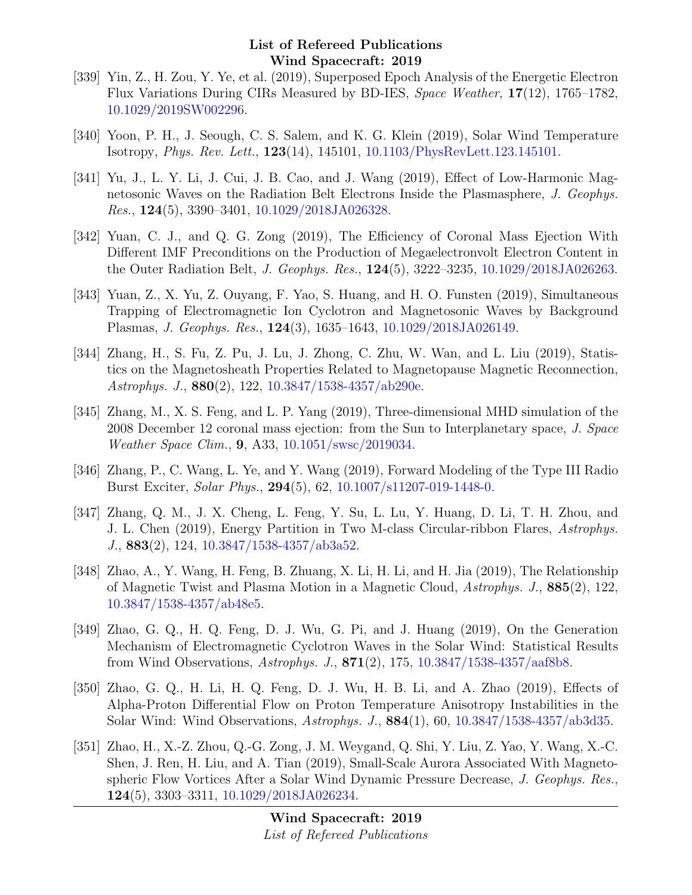[339] Yin, Z., H. Zou, Y. Ye, et al. (2019), Superposed Epoch Analysis of the Energetic Electron Flux Variations During CIRs Measured by BD-IES, *Space Weather*, **17**(12), 1765–1782, 10.1029/2019SW002296.

[340] Yoon, P. H., J. Seough, C. S. Salem, and K. G. Klein (2019), Solar Wind Temperature Isotropy, *Phys. Rev. Lett.*, **123**(14), 145101, 10.1103/PhysRevLett.123.145101.

[341] Yu, J., L. Y. Li, J. Cui, J. B. Cao, and J. Wang (2019), Effect of Low-Harmonic Magnetosonic Waves on the Radiation Belt Electrons Inside the Plasmasphere, *J. Geophys. Res.*, **124**(5), 3390–3401, 10.1029/2018JA026328.

[342] Yuan, C. J., and Q. G. Zong (2019), The Efficiency of Coronal Mass Ejection With Different IMF Preconditions on the Production of Megaelectronvolt Electron Content in the Outer Radiation Belt, *J. Geophys. Res.*, **124**(5), 3222–3235, 10.1029/2018JA026263.

[343] Yuan, Z., X. Yu, Z. Ouyang, F. Yao, S. Huang, and H. O. Funsten (2019), Simultaneous Trapping of Electromagnetic Ion Cyclotron and Magnetosonic Waves by Background Plasmas, *J. Geophys. Res.*, **124**(3), 1635–1643, 10.1029/2018JA026149.

[344] Zhang, H., S. Fu, Z. Pu, J. Lu, J. Zhong, C. Zhu, W. Wan, and L. Liu (2019), Statistics on the Magnetosheath Properties Related to Magnetopause Magnetic Reconnection, *Astrophys. J.*, **880**(2), 122, 10.3847/1538-4357/ab290e.

[345] Zhang, M., X. S. Feng, and L. P. Yang (2019), Three-dimensional MHD simulation of the 2008 December 12 coronal mass ejection: from the Sun to Interplanetary space, *J. Space Weather Space Clim.*, **9**, A33, 10.1051/swsc/2019034.

[346] Zhang, P., C. Wang, L. Ye, and Y. Wang (2019), Forward Modeling of the Type III Radio Burst Exciter, *Solar Phys.*, **294**(5), 62, 10.1007/s11207-019-1448-0.

[347] Zhang, Q. M., J. X. Cheng, L. Feng, Y. Su, L. Lu, Y. Huang, D. Li, T. H. Zhou, and J. L. Chen (2019), Energy Partition in Two M-class Circular-ribbon Flares, *Astrophys. J.*, **883**(2), 124, 10.3847/1538-4357/ab3a52.

[348] Zhao, A., Y. Wang, H. Feng, B. Zhuang, X. Li, H. Li, and H. Jia (2019), The Relationship of Magnetic Twist and Plasma Motion in a Magnetic Cloud, *Astrophys. J.*, **885**(2), 122, 10.3847/1538-4357/ab48e5.

[349] Zhao, G. Q., H. Q. Feng, D. J. Wu, G. Pi, and J. Huang (2019), On the Generation Mechanism of Electromagnetic Cyclotron Waves in the Solar Wind: Statistical Results from Wind Observations, *Astrophys. J.*, **871**(2), 175, 10.3847/1538-4357/aaf8b8.

[350] Zhao, G. Q., H. Li, H. Q. Feng, D. J. Wu, H. B. Li, and A. Zhao (2019), Effects of Alpha-Proton Differential Flow on Proton Temperature Anisotropy Instabilities in the Solar Wind: Wind Observations, *Astrophys. J.*, **884**(1), 60, 10.3847/1538-4357/ab3d35.

[351] Zhao, H., X.-Z. Zhou, Q.-G. Zong, J. M. Weygand, Q. Shi, Y. Liu, Z. Yao, Y. Wang, X.-C. Shen, J. Ren, H. Liu, and A. Tian (2019), Small-Scale Aurora Associated With Magnetospheric Flow Vortices After a Solar Wind Dynamic Pressure Decrease, *J. Geophys. Res.*, **124**(5), 3303–3311, 10.1029/2018JA026234.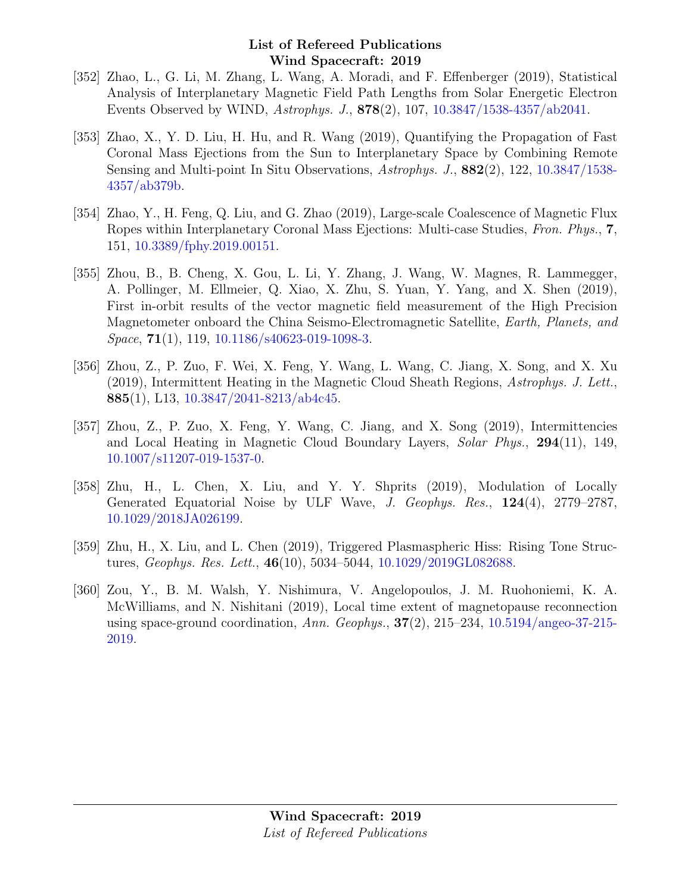[352] Zhao, L., G. Li, M. Zhang, L. Wang, A. Moradi, and F. Effenberger (2019), Statistical Analysis of Interplanetary Magnetic Field Path Lengths from Solar Energetic Electron Events Observed by WIND, *Astrophys. J.*, **878**(2), 107, 10.3847/1538-4357/ab2041.

[353] Zhao, X., Y. D. Liu, H. Hu, and R. Wang (2019), Quantifying the Propagation of Fast Coronal Mass Ejections from the Sun to Interplanetary Space by Combining Remote Sensing and Multi-point In Situ Observations, *Astrophys. J.*, **882**(2), 122, 10.3847/1538-4357/ab379b.

[354] Zhao, Y., H. Feng, Q. Liu, and G. Zhao (2019), Large-scale Coalescence of Magnetic Flux Ropes within Interplanetary Coronal Mass Ejections: Multi-case Studies, *Fron. Phys.*, **7**, 151, 10.3389/fphy.2019.00151.

[355] Zhou, B., B. Cheng, X. Gou, L. Li, Y. Zhang, J. Wang, W. Magnes, R. Lammegger, A. Pollinger, M. Ellmeier, Q. Xiao, X. Zhu, S. Yuan, Y. Yang, and X. Shen (2019), First in-orbit results of the vector magnetic field measurement of the High Precision Magnetometer onboard the China Seismo-Electromagnetic Satellite, *Earth, Planets, and Space*, **71**(1), 119, 10.1186/s40623-019-1098-3.

[356] Zhou, Z., P. Zuo, F. Wei, X. Feng, Y. Wang, L. Wang, C. Jiang, X. Song, and X. Xu (2019), Intermittent Heating in the Magnetic Cloud Sheath Regions, *Astrophys. J. Lett.*, **885**(1), L13, 10.3847/2041-8213/ab4c45.

[357] Zhou, Z., P. Zuo, X. Feng, Y. Wang, C. Jiang, and X. Song (2019), Intermittencies and Local Heating in Magnetic Cloud Boundary Layers, *Solar Phys.*, **294**(11), 149, 10.1007/s11207-019-1537-0.

[358] Zhu, H., L. Chen, X. Liu, and Y. Y. Shprits (2019), Modulation of Locally Generated Equatorial Noise by ULF Wave, *J. Geophys. Res.*, **124**(4), 2779–2787, 10.1029/2018JA026199.

[359] Zhu, H., X. Liu, and L. Chen (2019), Triggered Plasmaspheric Hiss: Rising Tone Structures, *Geophys. Res. Lett.*, **46**(10), 5034–5044, 10.1029/2019GL082688.

[360] Zou, Y., B. M. Walsh, Y. Nishimura, V. Angelopoulos, J. M. Ruohoniemi, K. A. McWilliams, and N. Nishitani (2019), Local time extent of magnetopause reconnection using space-ground coordination, *Ann. Geophys.*, **37**(2), 215–234, 10.5194/angeo-37-215-2019.